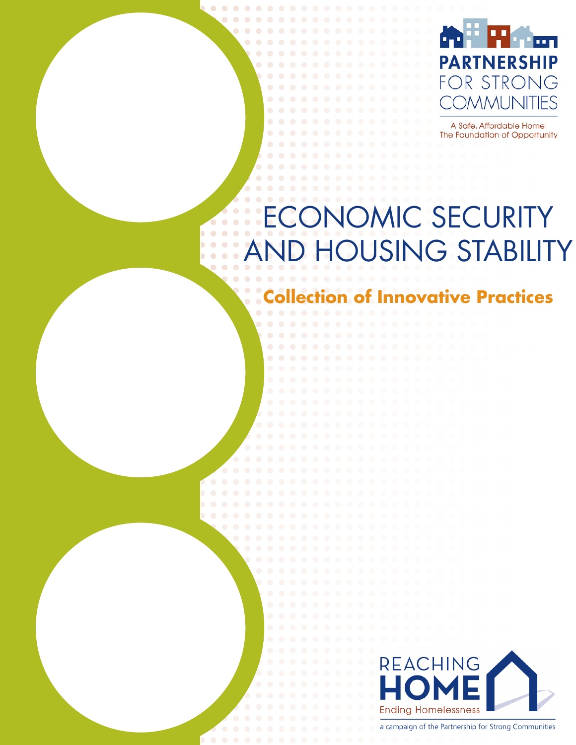PARTNERSHIP FOR STRONG COMMUNITIES

A Safe, Affordable Home: The Foundation of Opportunity

# ECONOMIC SECURITY AND HOUSING STABILITY

## Collection of Innovative Practices

REACHING HOME

Ending Homelessness

a campaign of the Partnership for Strong Communities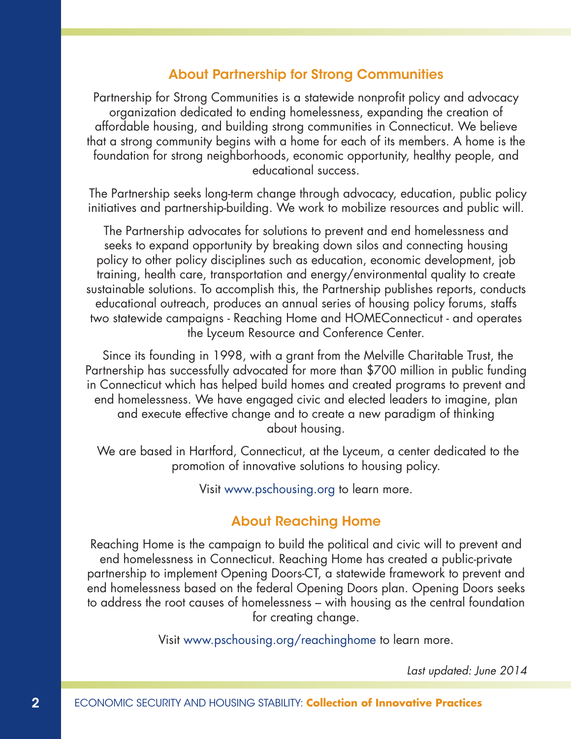## About Partnership for Strong Communities

Partnership for Strong Communities is a statewide nonprofit policy and advocacy organization dedicated to ending homelessness, expanding the creation of affordable housing, and building strong communities in Connecticut. We believe that a strong community begins with a home for each of its members. A home is the foundation for strong neighborhoods, economic opportunity, healthy people, and educational success.

The Partnership seeks long-term change through advocacy, education, public policy initiatives and partnership-building. We work to mobilize resources and public will.

The Partnership advocates for solutions to prevent and end homelessness and seeks to expand opportunity by breaking down silos and connecting housing policy to other policy disciplines such as education, economic development, job training, health care, transportation and energy/environmental quality to create sustainable solutions. To accomplish this, the Partnership publishes reports, conducts educational outreach, produces an annual series of housing policy forums, staffs two statewide campaigns - Reaching Home and HOMEConnecticut - and operates the Lyceum Resource and Conference Center.

Since its founding in 1998, with a grant from the Melville Charitable Trust, the Partnership has successfully advocated for more than $700 million in public funding in Connecticut which has helped build homes and created programs to prevent and end homelessness. We have engaged civic and elected leaders to imagine, plan and execute effective change and to create a new paradigm of thinking about housing.

We are based in Hartford, Connecticut, at the Lyceum, a center dedicated to the promotion of innovative solutions to housing policy.

Visit www.pschousing.org to learn more.

## About Reaching Home

Reaching Home is the campaign to build the political and civic will to prevent and end homelessness in Connecticut. Reaching Home has created a public-private partnership to implement Opening Doors-CT, a statewide framework to prevent and end homelessness based on the federal Opening Doors plan. Opening Doors seeks to address the root causes of homelessness – with housing as the central foundation for creating change.

Visit www.pschousing.org/reachinghome to learn more.

*Last updated: June 2014*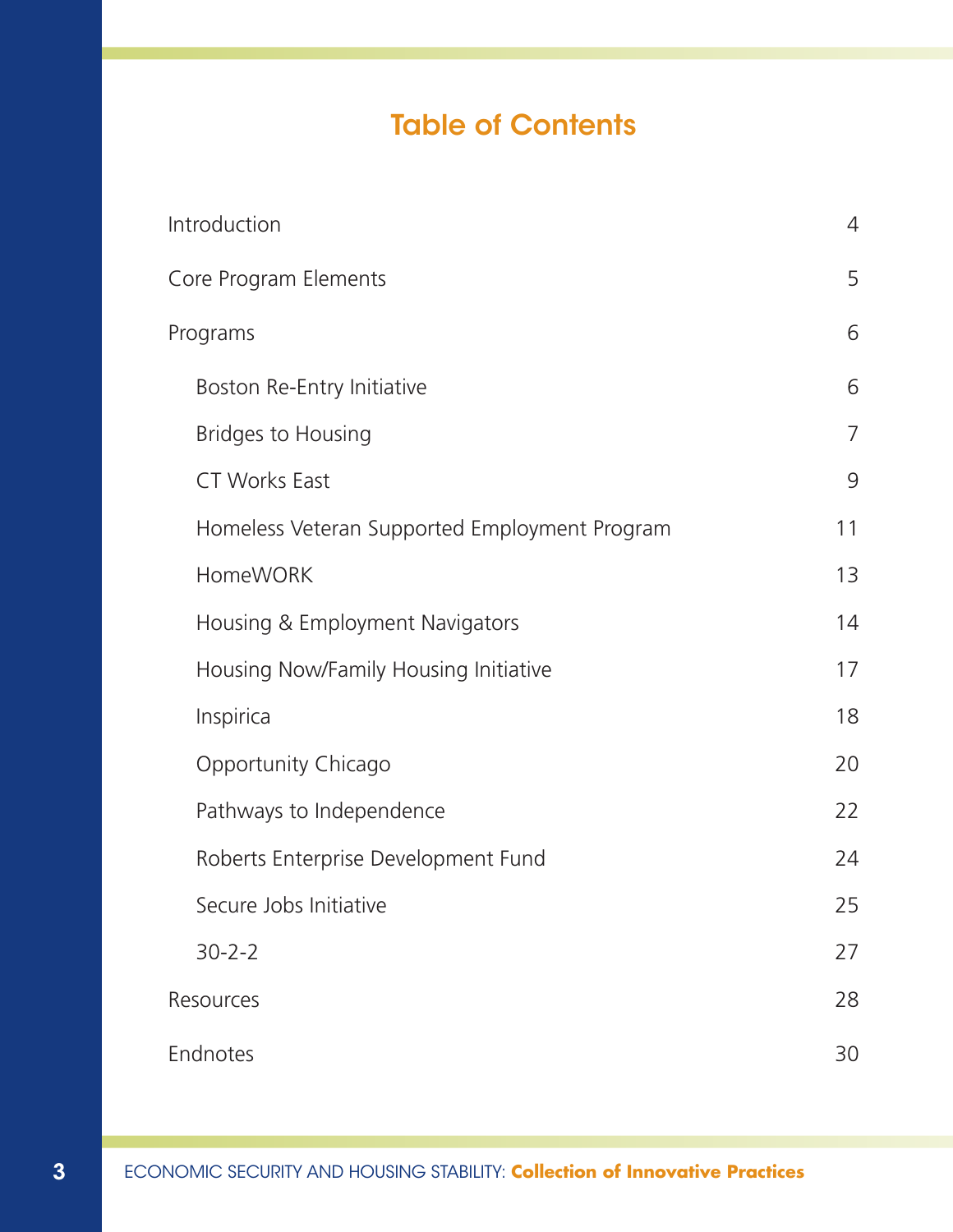# Table of Contents

| | |
|---|---|
| Introduction | 4 |
| Core Program Elements | 5 |
| Programs | 6 |
| Boston Re-Entry Initiative | 6 |
| Bridges to Housing | 7 |
| CT Works East | 9 |
| Homeless Veteran Supported Employment Program | 11 |
| HomeWORK | 13 |
| Housing & Employment Navigators | 14 |
| Housing Now/Family Housing Initiative | 17 |
| Inspirica | 18 |
| Opportunity Chicago | 20 |
| Pathways to Independence | 22 |
| Roberts Enterprise Development Fund | 24 |
| Secure Jobs Initiative | 25 |
| 30-2-2 | 27 |
| Resources | 28 |
| Endnotes | 30 |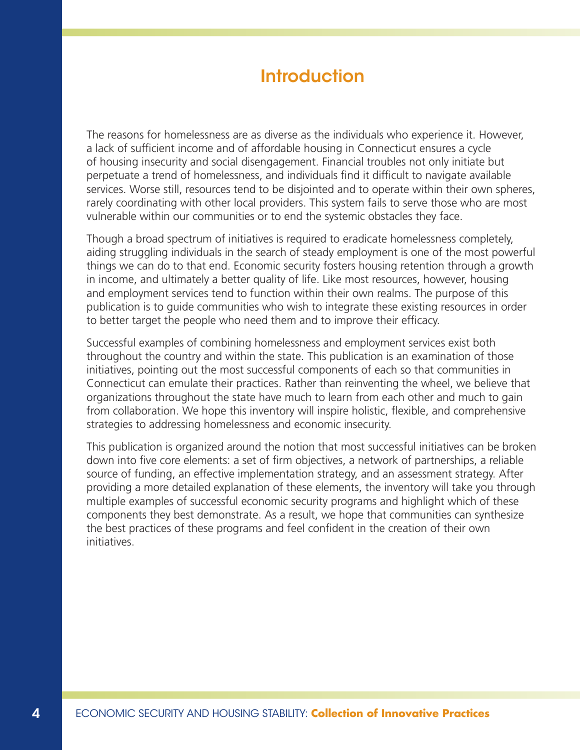# Introduction

The reasons for homelessness are as diverse as the individuals who experience it. However, a lack of sufficient income and of affordable housing in Connecticut ensures a cycle of housing insecurity and social disengagement. Financial troubles not only initiate but perpetuate a trend of homelessness, and individuals find it difficult to navigate available services. Worse still, resources tend to be disjointed and to operate within their own spheres, rarely coordinating with other local providers. This system fails to serve those who are most vulnerable within our communities or to end the systemic obstacles they face.

Though a broad spectrum of initiatives is required to eradicate homelessness completely, aiding struggling individuals in the search of steady employment is one of the most powerful things we can do to that end. Economic security fosters housing retention through a growth in income, and ultimately a better quality of life. Like most resources, however, housing and employment services tend to function within their own realms. The purpose of this publication is to guide communities who wish to integrate these existing resources in order to better target the people who need them and to improve their efficacy.

Successful examples of combining homelessness and employment services exist both throughout the country and within the state. This publication is an examination of those initiatives, pointing out the most successful components of each so that communities in Connecticut can emulate their practices. Rather than reinventing the wheel, we believe that organizations throughout the state have much to learn from each other and much to gain from collaboration. We hope this inventory will inspire holistic, flexible, and comprehensive strategies to addressing homelessness and economic insecurity.

This publication is organized around the notion that most successful initiatives can be broken down into five core elements: a set of firm objectives, a network of partnerships, a reliable source of funding, an effective implementation strategy, and an assessment strategy. After providing a more detailed explanation of these elements, the inventory will take you through multiple examples of successful economic security programs and highlight which of these components they best demonstrate. As a result, we hope that communities can synthesize the best practices of these programs and feel confident in the creation of their own initiatives.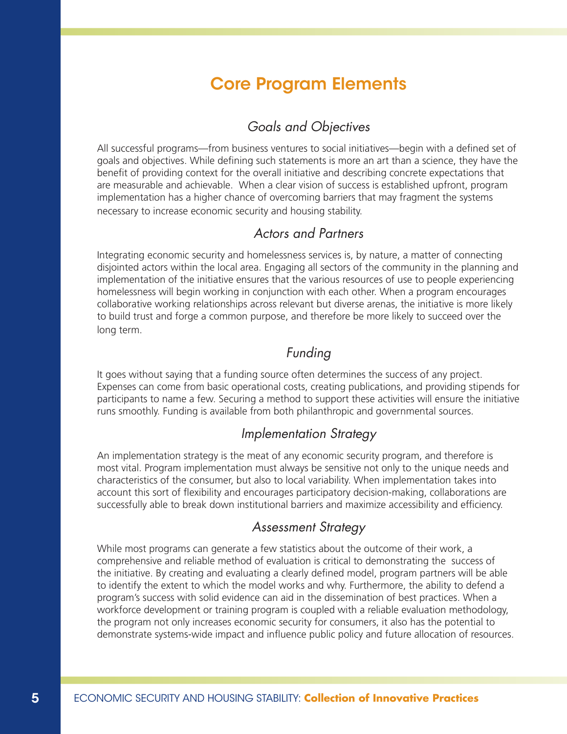# Core Program Elements

## *Goals and Objectives*

All successful programs—from business ventures to social initiatives—begin with a defined set of goals and objectives. While defining such statements is more an art than a science, they have the benefit of providing context for the overall initiative and describing concrete expectations that are measurable and achievable. When a clear vision of success is established upfront, program implementation has a higher chance of overcoming barriers that may fragment the systems necessary to increase economic security and housing stability.

## *Actors and Partners*

Integrating economic security and homelessness services is, by nature, a matter of connecting disjointed actors within the local area. Engaging all sectors of the community in the planning and implementation of the initiative ensures that the various resources of use to people experiencing homelessness will begin working in conjunction with each other. When a program encourages collaborative working relationships across relevant but diverse arenas, the initiative is more likely to build trust and forge a common purpose, and therefore be more likely to succeed over the long term.

## *Funding*

It goes without saying that a funding source often determines the success of any project. Expenses can come from basic operational costs, creating publications, and providing stipends for participants to name a few. Securing a method to support these activities will ensure the initiative runs smoothly. Funding is available from both philanthropic and governmental sources.

## *Implementation Strategy*

An implementation strategy is the meat of any economic security program, and therefore is most vital. Program implementation must always be sensitive not only to the unique needs and characteristics of the consumer, but also to local variability. When implementation takes into account this sort of flexibility and encourages participatory decision-making, collaborations are successfully able to break down institutional barriers and maximize accessibility and efficiency.

## *Assessment Strategy*

While most programs can generate a few statistics about the outcome of their work, a comprehensive and reliable method of evaluation is critical to demonstrating the success of the initiative. By creating and evaluating a clearly defined model, program partners will be able to identify the extent to which the model works and why. Furthermore, the ability to defend a program's success with solid evidence can aid in the dissemination of best practices. When a workforce development or training program is coupled with a reliable evaluation methodology, the program not only increases economic security for consumers, it also has the potential to demonstrate systems-wide impact and influence public policy and future allocation of resources.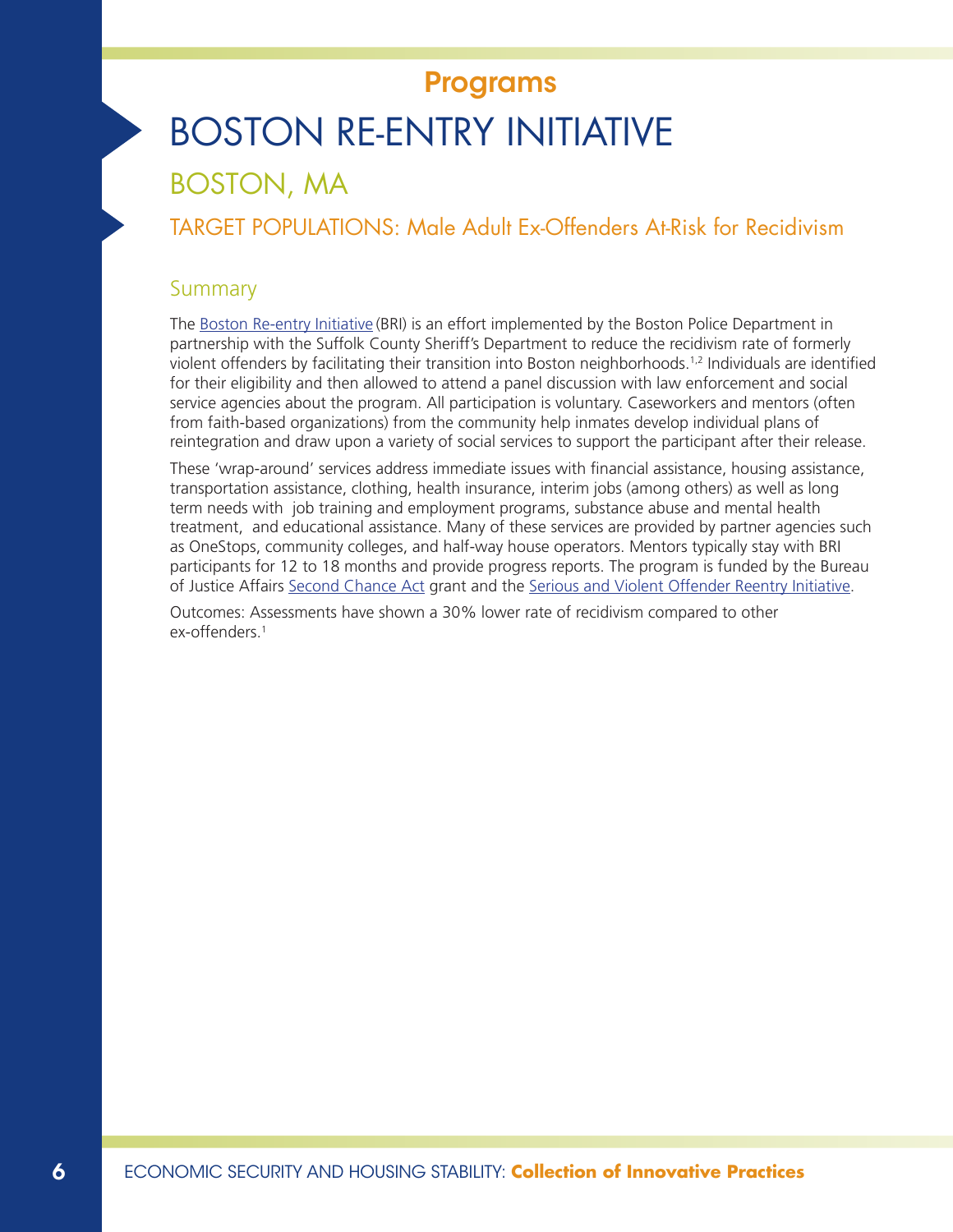## Programs

# BOSTON RE-ENTRY INITIATIVE

## BOSTON, MA

### TARGET POPULATIONS: Male Adult Ex-Offenders At-Risk for Recidivism

### Summary

The Boston Re-entry Initiative (BRI) is an effort implemented by the Boston Police Department in partnership with the Suffolk County Sheriff's Department to reduce the recidivism rate of formerly violent offenders by facilitating their transition into Boston neighborhoods.[1,2] Individuals are identified for their eligibility and then allowed to attend a panel discussion with law enforcement and social service agencies about the program. All participation is voluntary. Caseworkers and mentors (often from faith-based organizations) from the community help inmates develop individual plans of reintegration and draw upon a variety of social services to support the participant after their release.

These 'wrap-around' services address immediate issues with financial assistance, housing assistance, transportation assistance, clothing, health insurance, interim jobs (among others) as well as long term needs with job training and employment programs, substance abuse and mental health treatment, and educational assistance. Many of these services are provided by partner agencies such as OneStops, community colleges, and half-way house operators. Mentors typically stay with BRI participants for 12 to 18 months and provide progress reports. The program is funded by the Bureau of Justice Affairs Second Chance Act grant and the Serious and Violent Offender Reentry Initiative.

Outcomes: Assessments have shown a 30% lower rate of recidivism compared to other ex-offenders.[1]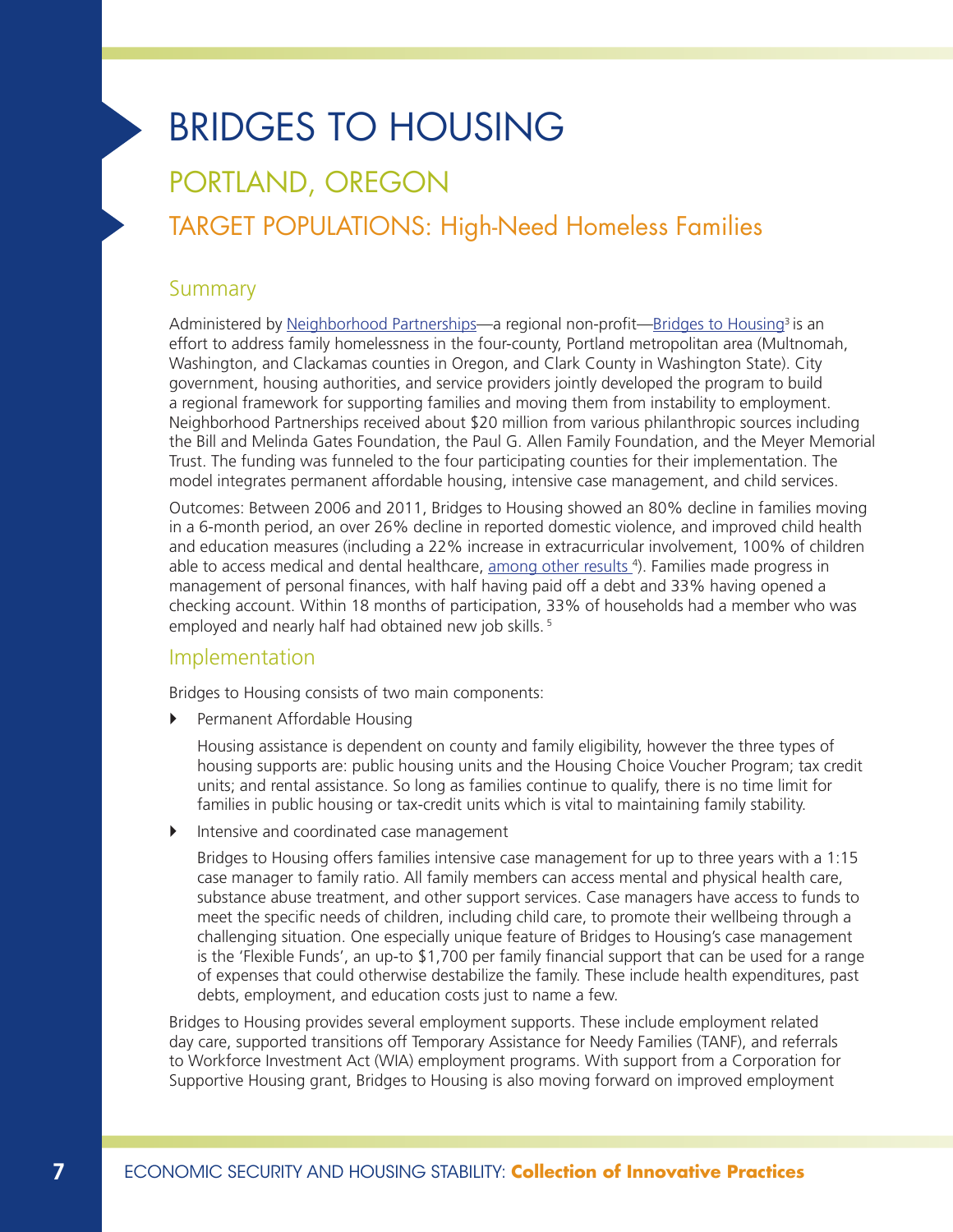# BRIDGES TO HOUSING

## PORTLAND, OREGON

## TARGET POPULATIONS: High-Need Homeless Families

### Summary

Administered by Neighborhood Partnerships—a regional non-profit—Bridges to Housing[3] is an effort to address family homelessness in the four-county, Portland metropolitan area (Multnomah, Washington, and Clackamas counties in Oregon, and Clark County in Washington State). City government, housing authorities, and service providers jointly developed the program to build a regional framework for supporting families and moving them from instability to employment. Neighborhood Partnerships received about $20 million from various philanthropic sources including the Bill and Melinda Gates Foundation, the Paul G. Allen Family Foundation, and the Meyer Memorial Trust. The funding was funneled to the four participating counties for their implementation. The model integrates permanent affordable housing, intensive case management, and child services.

Outcomes: Between 2006 and 2011, Bridges to Housing showed an 80% decline in families moving in a 6-month period, an over 26% decline in reported domestic violence, and improved child health and education measures (including a 22% increase in extracurricular involvement, 100% of children able to access medical and dental healthcare, among other results [4]). Families made progress in management of personal finances, with half having paid off a debt and 33% having opened a checking account. Within 18 months of participation, 33% of households had a member who was employed and nearly half had obtained new job skills. [5]

### Implementation

Bridges to Housing consists of two main components:

- Permanent Affordable Housing

  Housing assistance is dependent on county and family eligibility, however the three types of housing supports are: public housing units and the Housing Choice Voucher Program; tax credit units; and rental assistance. So long as families continue to qualify, there is no time limit for families in public housing or tax-credit units which is vital to maintaining family stability.

- Intensive and coordinated case management

  Bridges to Housing offers families intensive case management for up to three years with a 1:15 case manager to family ratio. All family members can access mental and physical health care, substance abuse treatment, and other support services. Case managers have access to funds to meet the specific needs of children, including child care, to promote their wellbeing through a challenging situation. One especially unique feature of Bridges to Housing's case management is the 'Flexible Funds', an up-to $1,700 per family financial support that can be used for a range of expenses that could otherwise destabilize the family. These include health expenditures, past debts, employment, and education costs just to name a few.

Bridges to Housing provides several employment supports. These include employment related day care, supported transitions off Temporary Assistance for Needy Families (TANF), and referrals to Workforce Investment Act (WIA) employment programs. With support from a Corporation for Supportive Housing grant, Bridges to Housing is also moving forward on improved employment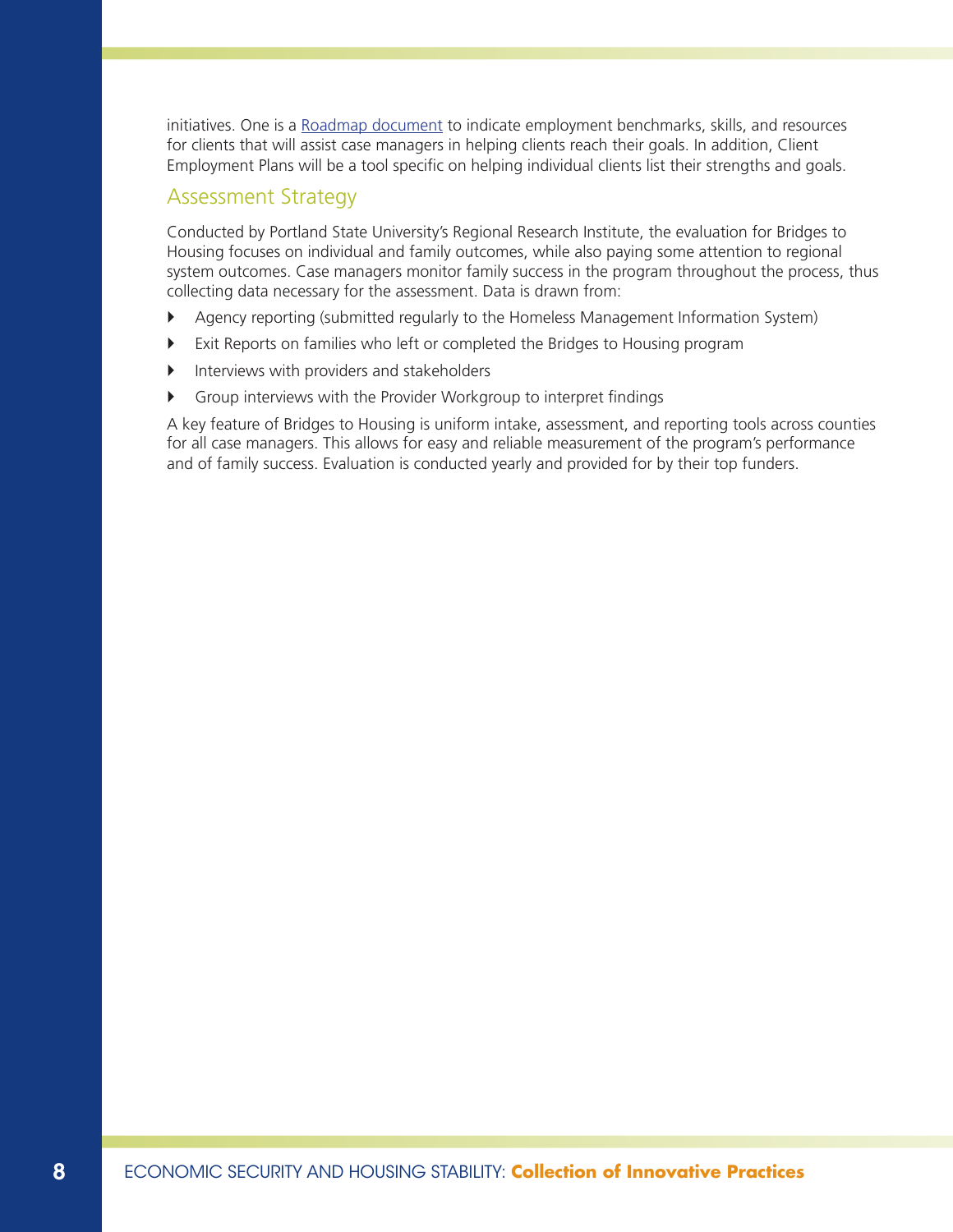initiatives. One is a Roadmap document to indicate employment benchmarks, skills, and resources for clients that will assist case managers in helping clients reach their goals. In addition, Client Employment Plans will be a tool specific on helping individual clients list their strengths and goals.

## Assessment Strategy

Conducted by Portland State University's Regional Research Institute, the evaluation for Bridges to Housing focuses on individual and family outcomes, while also paying some attention to regional system outcomes. Case managers monitor family success in the program throughout the process, thus collecting data necessary for the assessment. Data is drawn from:

- Agency reporting (submitted regularly to the Homeless Management Information System)
- Exit Reports on families who left or completed the Bridges to Housing program
- Interviews with providers and stakeholders
- Group interviews with the Provider Workgroup to interpret findings

A key feature of Bridges to Housing is uniform intake, assessment, and reporting tools across counties for all case managers. This allows for easy and reliable measurement of the program's performance and of family success. Evaluation is conducted yearly and provided for by their top funders.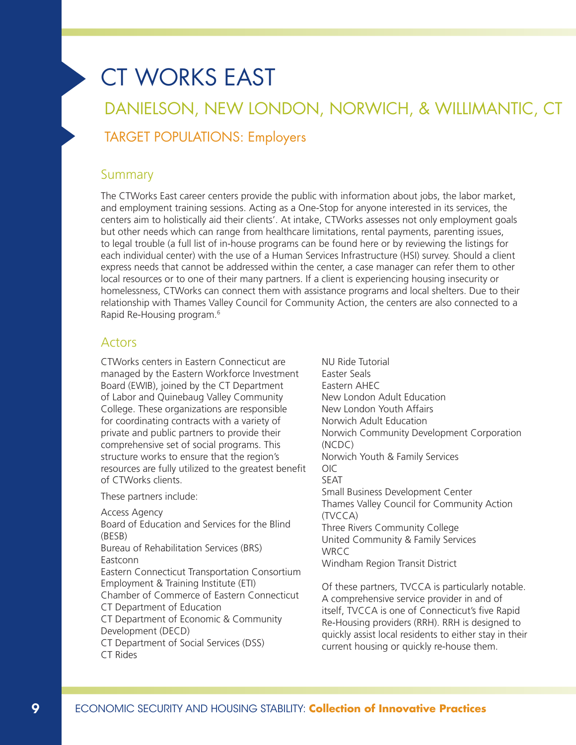# CT WORKS EAST

## DANIELSON, NEW LONDON, NORWICH, & WILLIMANTIC, CT

### TARGET POPULATIONS: Employers

## Summary

The CTWorks East career centers provide the public with information about jobs, the labor market, and employment training sessions. Acting as a One-Stop for anyone interested in its services, the centers aim to holistically aid their clients'. At intake, CTWorks assesses not only employment goals but other needs which can range from healthcare limitations, rental payments, parenting issues, to legal trouble (a full list of in-house programs can be found here or by reviewing the listings for each individual center) with the use of a Human Services Infrastructure (HSI) survey. Should a client express needs that cannot be addressed within the center, a case manager can refer them to other local resources or to one of their many partners. If a client is experiencing housing insecurity or homelessness, CTWorks can connect them with assistance programs and local shelters. Due to their relationship with Thames Valley Council for Community Action, the centers are also connected to a Rapid Re-Housing program.[6]

## Actors

CTWorks centers in Eastern Connecticut are managed by the Eastern Workforce Investment Board (EWIB), joined by the CT Department of Labor and Quinebaug Valley Community College. These organizations are responsible for coordinating contracts with a variety of private and public partners to provide their comprehensive set of social programs. This structure works to ensure that the region's resources are fully utilized to the greatest benefit of CTWorks clients.

These partners include:

Access Agency
Board of Education and Services for the Blind (BESB)
Bureau of Rehabilitation Services (BRS)
Eastconn
Eastern Connecticut Transportation Consortium
Employment & Training Institute (ETI)
Chamber of Commerce of Eastern Connecticut
CT Department of Education
CT Department of Economic & Community Development (DECD)
CT Department of Social Services (DSS)
CT Rides
NU Ride Tutorial
Easter Seals
Eastern AHEC
New London Adult Education
New London Youth Affairs
Norwich Adult Education
Norwich Community Development Corporation (NCDC)
Norwich Youth & Family Services
OIC
SEAT
Small Business Development Center
Thames Valley Council for Community Action (TVCCA)
Three Rivers Community College
United Community & Family Services
WRCC
Windham Region Transit District

Of these partners, TVCCA is particularly notable. A comprehensive service provider in and of itself, TVCCA is one of Connecticut's five Rapid Re-Housing providers (RRH). RRH is designed to quickly assist local residents to either stay in their current housing or quickly re-house them.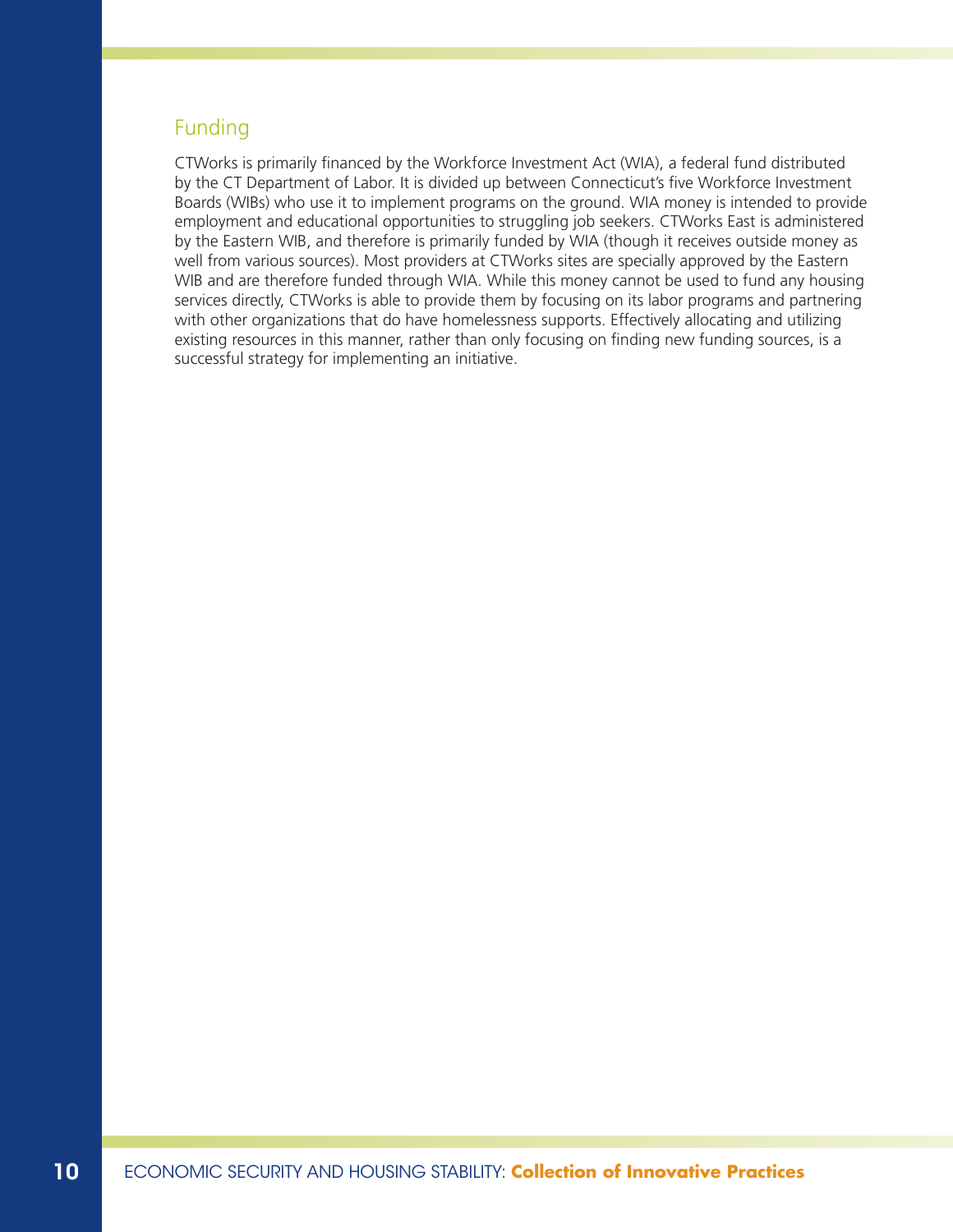## Funding

CTWorks is primarily financed by the Workforce Investment Act (WIA), a federal fund distributed by the CT Department of Labor. It is divided up between Connecticut's five Workforce Investment Boards (WIBs) who use it to implement programs on the ground. WIA money is intended to provide employment and educational opportunities to struggling job seekers. CTWorks East is administered by the Eastern WIB, and therefore is primarily funded by WIA (though it receives outside money as well from various sources). Most providers at CTWorks sites are specially approved by the Eastern WIB and are therefore funded through WIA. While this money cannot be used to fund any housing services directly, CTWorks is able to provide them by focusing on its labor programs and partnering with other organizations that do have homelessness supports. Effectively allocating and utilizing existing resources in this manner, rather than only focusing on finding new funding sources, is a successful strategy for implementing an initiative.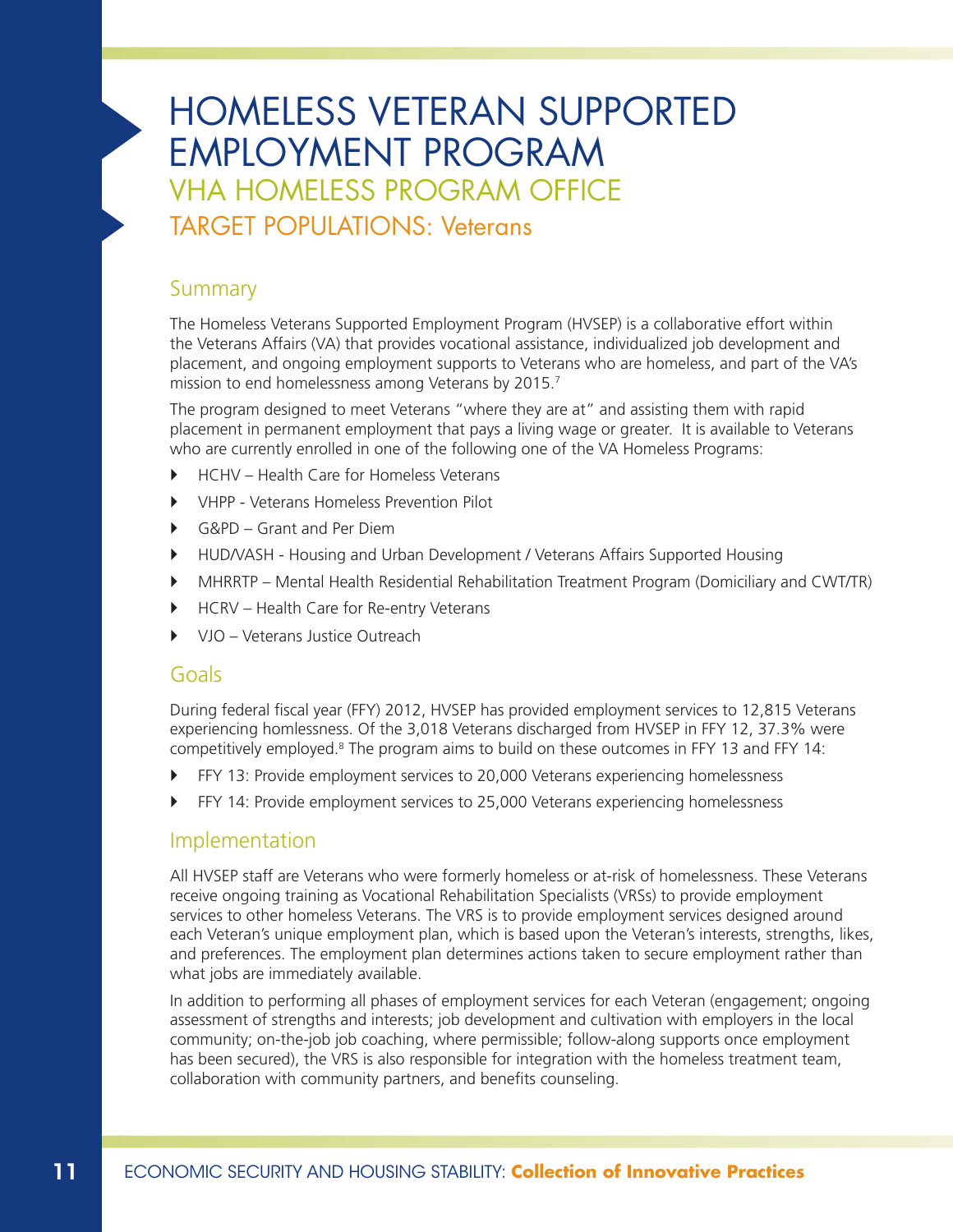# HOMELESS VETERAN SUPPORTED EMPLOYMENT PROGRAM

## VHA HOMELESS PROGRAM OFFICE

## TARGET POPULATIONS: Veterans

### Summary

The Homeless Veterans Supported Employment Program (HVSEP) is a collaborative effort within the Veterans Affairs (VA) that provides vocational assistance, individualized job development and placement, and ongoing employment supports to Veterans who are homeless, and part of the VA's mission to end homelessness among Veterans by 2015.[7]

The program designed to meet Veterans "where they are at" and assisting them with rapid placement in permanent employment that pays a living wage or greater. It is available to Veterans who are currently enrolled in one of the following one of the VA Homeless Programs:

- HCHV – Health Care for Homeless Veterans
- VHPP - Veterans Homeless Prevention Pilot
- G&PD – Grant and Per Diem
- HUD/VASH - Housing and Urban Development / Veterans Affairs Supported Housing
- MHRRTP – Mental Health Residential Rehabilitation Treatment Program (Domiciliary and CWT/TR)
- HCRV – Health Care for Re-entry Veterans
- VJO – Veterans Justice Outreach

### Goals

During federal fiscal year (FFY) 2012, HVSEP has provided employment services to 12,815 Veterans experiencing homlessness. Of the 3,018 Veterans discharged from HVSEP in FFY 12, 37.3% were competitively employed.[8] The program aims to build on these outcomes in FFY 13 and FFY 14:

- FFY 13: Provide employment services to 20,000 Veterans experiencing homelessness
- FFY 14: Provide employment services to 25,000 Veterans experiencing homelessness

### Implementation

All HVSEP staff are Veterans who were formerly homeless or at-risk of homelessness. These Veterans receive ongoing training as Vocational Rehabilitation Specialists (VRSs) to provide employment services to other homeless Veterans. The VRS is to provide employment services designed around each Veteran's unique employment plan, which is based upon the Veteran's interests, strengths, likes, and preferences. The employment plan determines actions taken to secure employment rather than what jobs are immediately available.

In addition to performing all phases of employment services for each Veteran (engagement; ongoing assessment of strengths and interests; job development and cultivation with employers in the local community; on-the-job job coaching, where permissible; follow-along supports once employment has been secured), the VRS is also responsible for integration with the homeless treatment team, collaboration with community partners, and benefits counseling.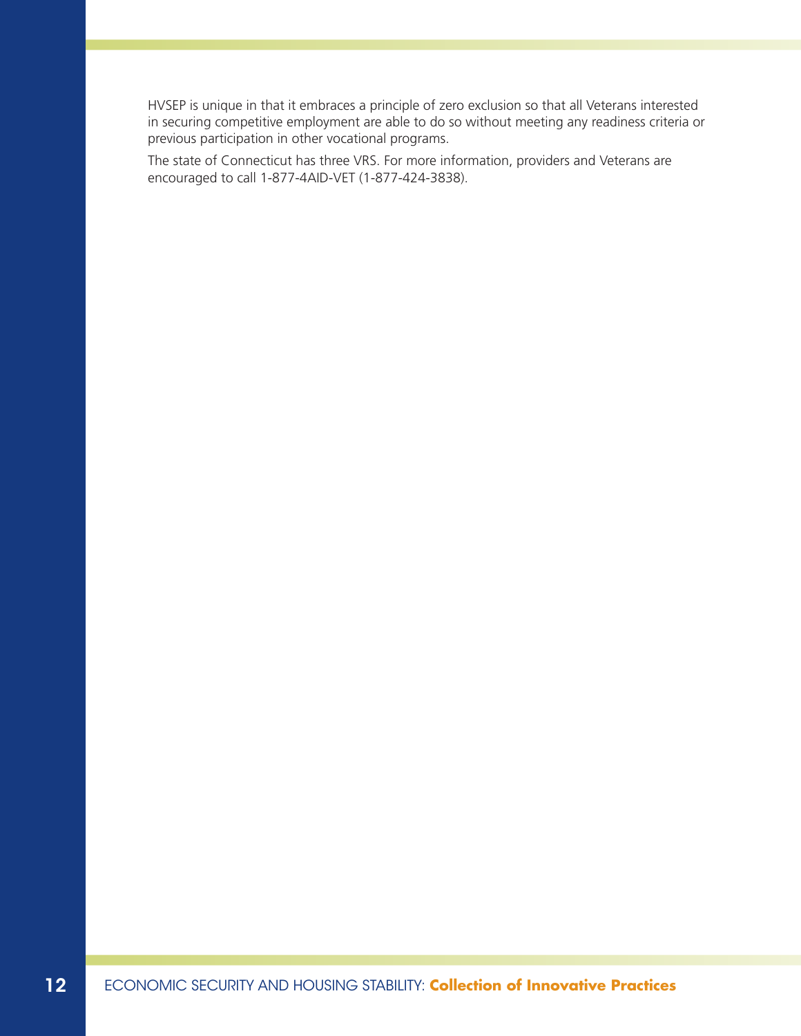HVSEP is unique in that it embraces a principle of zero exclusion so that all Veterans interested in securing competitive employment are able to do so without meeting any readiness criteria or previous participation in other vocational programs.

The state of Connecticut has three VRS. For more information, providers and Veterans are encouraged to call 1-877-4AID-VET (1-877-424-3838).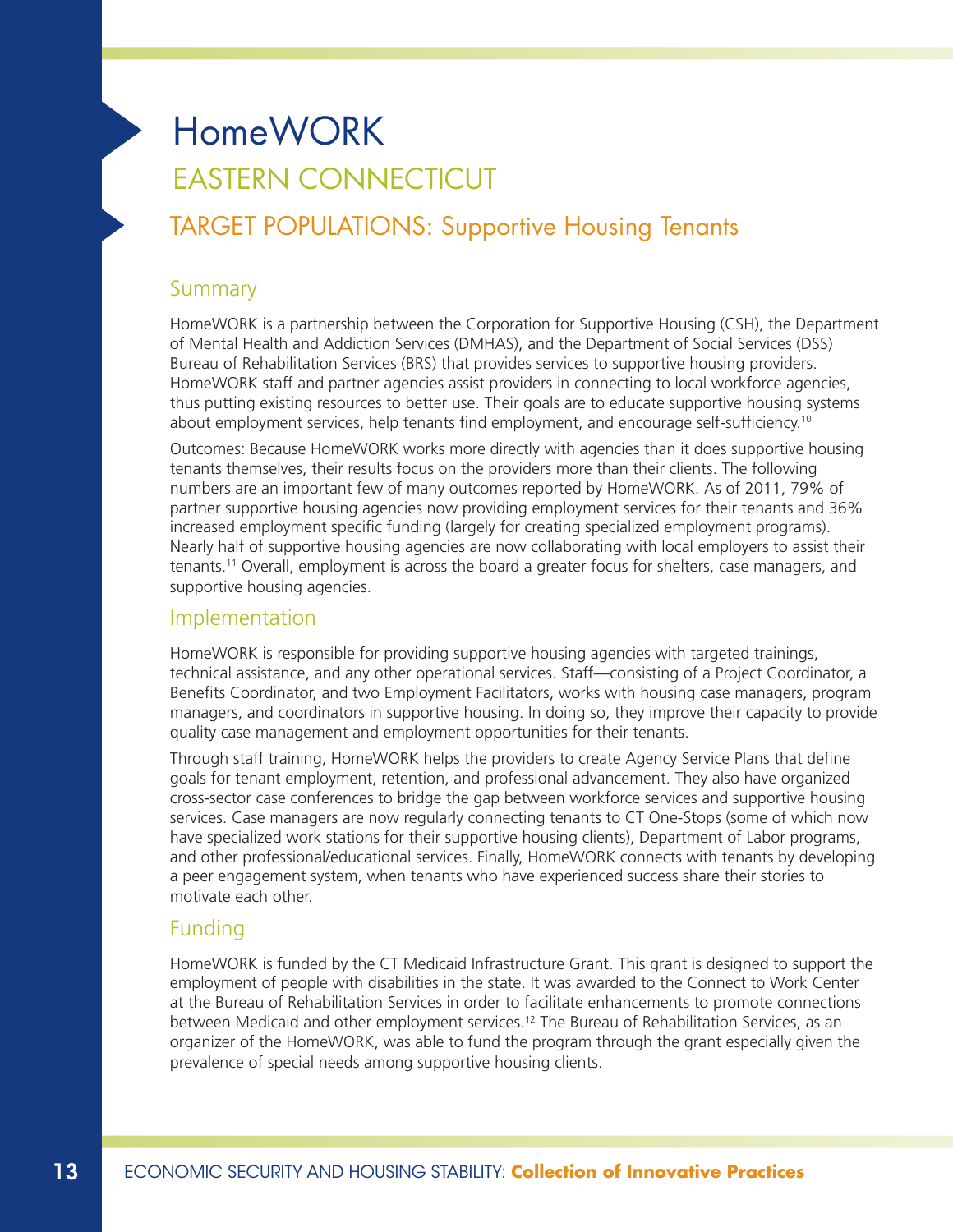# HomeWORK

## EASTERN CONNECTICUT

## TARGET POPULATIONS: Supportive Housing Tenants

### Summary

HomeWORK is a partnership between the Corporation for Supportive Housing (CSH), the Department of Mental Health and Addiction Services (DMHAS), and the Department of Social Services (DSS) Bureau of Rehabilitation Services (BRS) that provides services to supportive housing providers. HomeWORK staff and partner agencies assist providers in connecting to local workforce agencies, thus putting existing resources to better use. Their goals are to educate supportive housing systems about employment services, help tenants find employment, and encourage self-sufficiency.[10]

Outcomes: Because HomeWORK works more directly with agencies than it does supportive housing tenants themselves, their results focus on the providers more than their clients. The following numbers are an important few of many outcomes reported by HomeWORK. As of 2011, 79% of partner supportive housing agencies now providing employment services for their tenants and 36% increased employment specific funding (largely for creating specialized employment programs). Nearly half of supportive housing agencies are now collaborating with local employers to assist their tenants.[11] Overall, employment is across the board a greater focus for shelters, case managers, and supportive housing agencies.

### Implementation

HomeWORK is responsible for providing supportive housing agencies with targeted trainings, technical assistance, and any other operational services. Staff—consisting of a Project Coordinator, a Benefits Coordinator, and two Employment Facilitators, works with housing case managers, program managers, and coordinators in supportive housing. In doing so, they improve their capacity to provide quality case management and employment opportunities for their tenants.

Through staff training, HomeWORK helps the providers to create Agency Service Plans that define goals for tenant employment, retention, and professional advancement. They also have organized cross-sector case conferences to bridge the gap between workforce services and supportive housing services. Case managers are now regularly connecting tenants to CT One-Stops (some of which now have specialized work stations for their supportive housing clients), Department of Labor programs, and other professional/educational services. Finally, HomeWORK connects with tenants by developing a peer engagement system, when tenants who have experienced success share their stories to motivate each other.

### Funding

HomeWORK is funded by the CT Medicaid Infrastructure Grant. This grant is designed to support the employment of people with disabilities in the state. It was awarded to the Connect to Work Center at the Bureau of Rehabilitation Services in order to facilitate enhancements to promote connections between Medicaid and other employment services.[12] The Bureau of Rehabilitation Services, as an organizer of the HomeWORK, was able to fund the program through the grant especially given the prevalence of special needs among supportive housing clients.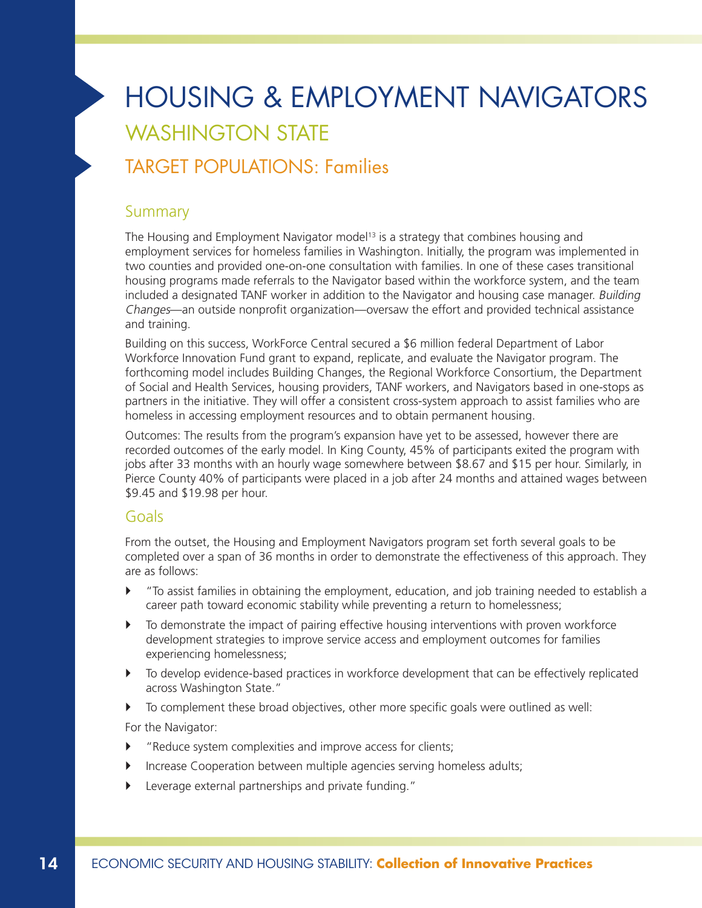# HOUSING & EMPLOYMENT NAVIGATORS

## WASHINGTON STATE

## TARGET POPULATIONS: Families

### Summary

The Housing and Employment Navigator model[13] is a strategy that combines housing and employment services for homeless families in Washington. Initially, the program was implemented in two counties and provided one-on-one consultation with families. In one of these cases transitional housing programs made referrals to the Navigator based within the workforce system, and the team included a designated TANF worker in addition to the Navigator and housing case manager. *Building Changes*—an outside nonprofit organization—oversaw the effort and provided technical assistance and training.

Building on this success, WorkForce Central secured a $6 million federal Department of Labor Workforce Innovation Fund grant to expand, replicate, and evaluate the Navigator program. The forthcoming model includes Building Changes, the Regional Workforce Consortium, the Department of Social and Health Services, housing providers, TANF workers, and Navigators based in one-stops as partners in the initiative. They will offer a consistent cross-system approach to assist families who are homeless in accessing employment resources and to obtain permanent housing.

Outcomes: The results from the program's expansion have yet to be assessed, however there are recorded outcomes of the early model. In King County, 45% of participants exited the program with jobs after 33 months with an hourly wage somewhere between $8.67 and $15 per hour. Similarly, in Pierce County 40% of participants were placed in a job after 24 months and attained wages between $9.45 and $19.98 per hour.

### Goals

From the outset, the Housing and Employment Navigators program set forth several goals to be completed over a span of 36 months in order to demonstrate the effectiveness of this approach. They are as follows:

- "To assist families in obtaining the employment, education, and job training needed to establish a career path toward economic stability while preventing a return to homelessness;
- To demonstrate the impact of pairing effective housing interventions with proven workforce development strategies to improve service access and employment outcomes for families experiencing homelessness;
- To develop evidence-based practices in workforce development that can be effectively replicated across Washington State."
- To complement these broad objectives, other more specific goals were outlined as well:

For the Navigator:

- "Reduce system complexities and improve access for clients;
- Increase Cooperation between multiple agencies serving homeless adults;
- Leverage external partnerships and private funding."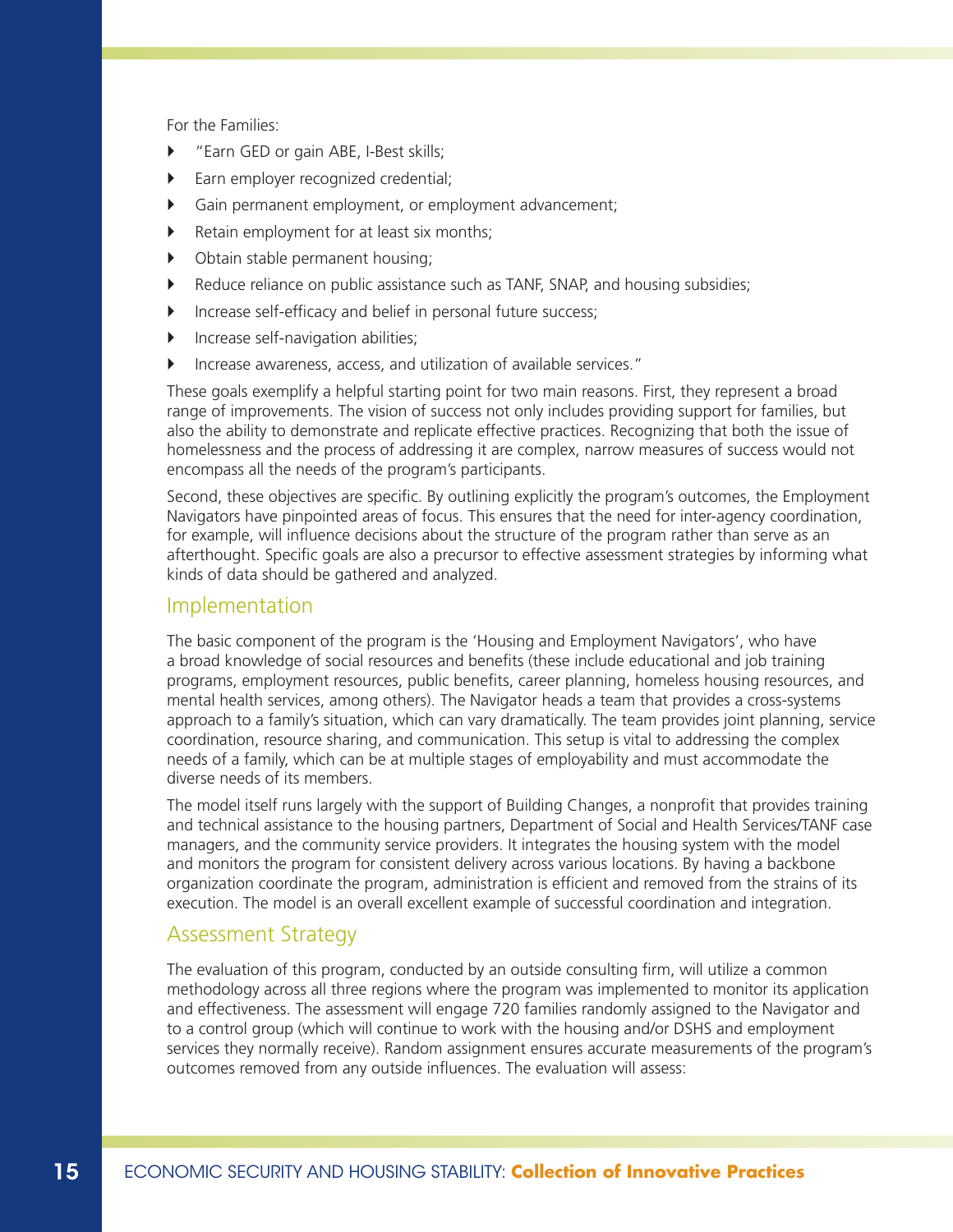For the Families:

- "Earn GED or gain ABE, I-Best skills;
- Earn employer recognized credential;
- Gain permanent employment, or employment advancement;
- Retain employment for at least six months;
- Obtain stable permanent housing;
- Reduce reliance on public assistance such as TANF, SNAP, and housing subsidies;
- Increase self-efficacy and belief in personal future success;
- Increase self-navigation abilities;
- Increase awareness, access, and utilization of available services."

These goals exemplify a helpful starting point for two main reasons. First, they represent a broad range of improvements. The vision of success not only includes providing support for families, but also the ability to demonstrate and replicate effective practices. Recognizing that both the issue of homelessness and the process of addressing it are complex, narrow measures of success would not encompass all the needs of the program's participants.

Second, these objectives are specific. By outlining explicitly the program's outcomes, the Employment Navigators have pinpointed areas of focus. This ensures that the need for inter-agency coordination, for example, will influence decisions about the structure of the program rather than serve as an afterthought. Specific goals are also a precursor to effective assessment strategies by informing what kinds of data should be gathered and analyzed.

## Implementation

The basic component of the program is the 'Housing and Employment Navigators', who have a broad knowledge of social resources and benefits (these include educational and job training programs, employment resources, public benefits, career planning, homeless housing resources, and mental health services, among others). The Navigator heads a team that provides a cross-systems approach to a family's situation, which can vary dramatically. The team provides joint planning, service coordination, resource sharing, and communication. This setup is vital to addressing the complex needs of a family, which can be at multiple stages of employability and must accommodate the diverse needs of its members.

The model itself runs largely with the support of Building Changes, a nonprofit that provides training and technical assistance to the housing partners, Department of Social and Health Services/TANF case managers, and the community service providers. It integrates the housing system with the model and monitors the program for consistent delivery across various locations. By having a backbone organization coordinate the program, administration is efficient and removed from the strains of its execution. The model is an overall excellent example of successful coordination and integration.

## Assessment Strategy

The evaluation of this program, conducted by an outside consulting firm, will utilize a common methodology across all three regions where the program was implemented to monitor its application and effectiveness. The assessment will engage 720 families randomly assigned to the Navigator and to a control group (which will continue to work with the housing and/or DSHS and employment services they normally receive). Random assignment ensures accurate measurements of the program's outcomes removed from any outside influences. The evaluation will assess: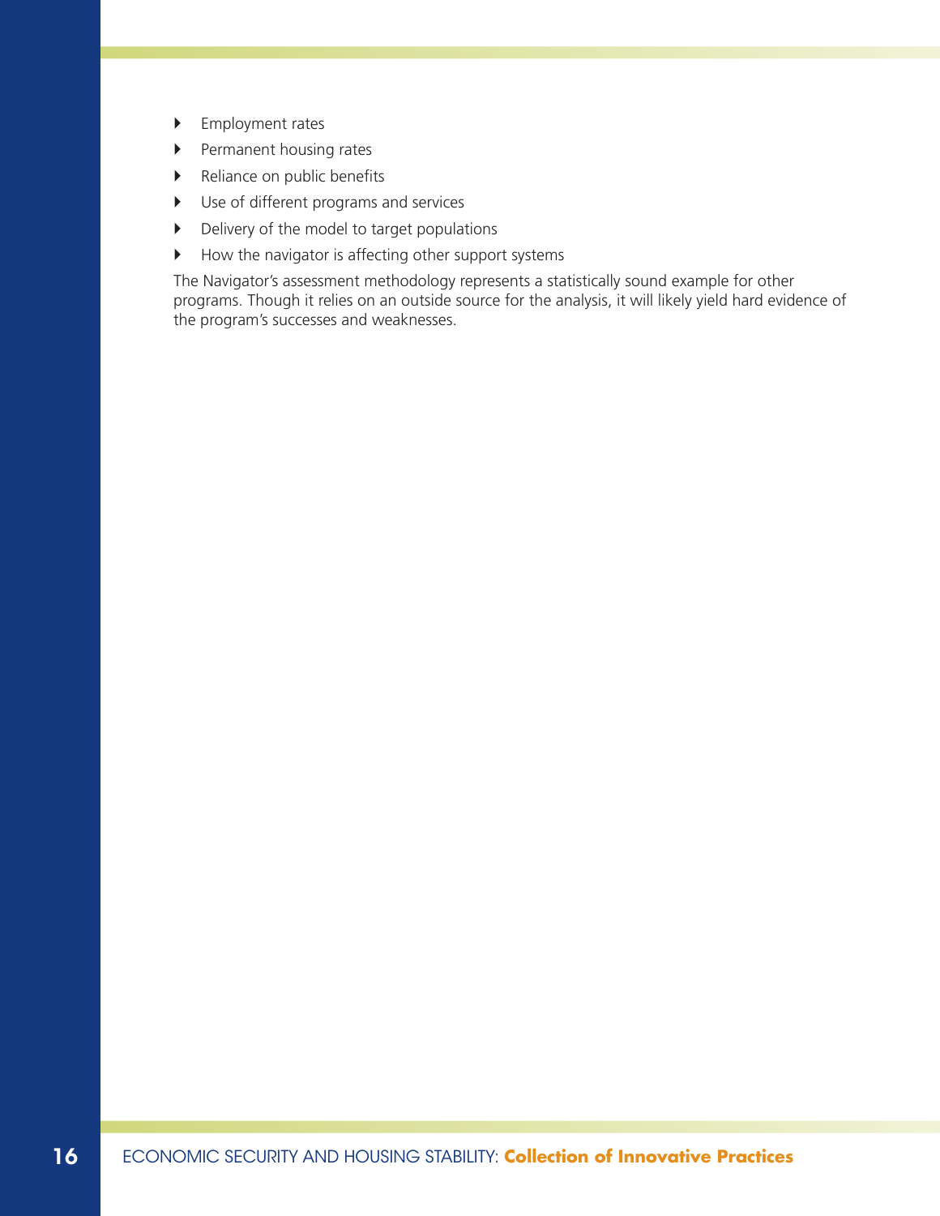- Employment rates
- Permanent housing rates
- Reliance on public benefits
- Use of different programs and services
- Delivery of the model to target populations
- How the navigator is affecting other support systems

The Navigator's assessment methodology represents a statistically sound example for other programs. Though it relies on an outside source for the analysis, it will likely yield hard evidence of the program's successes and weaknesses.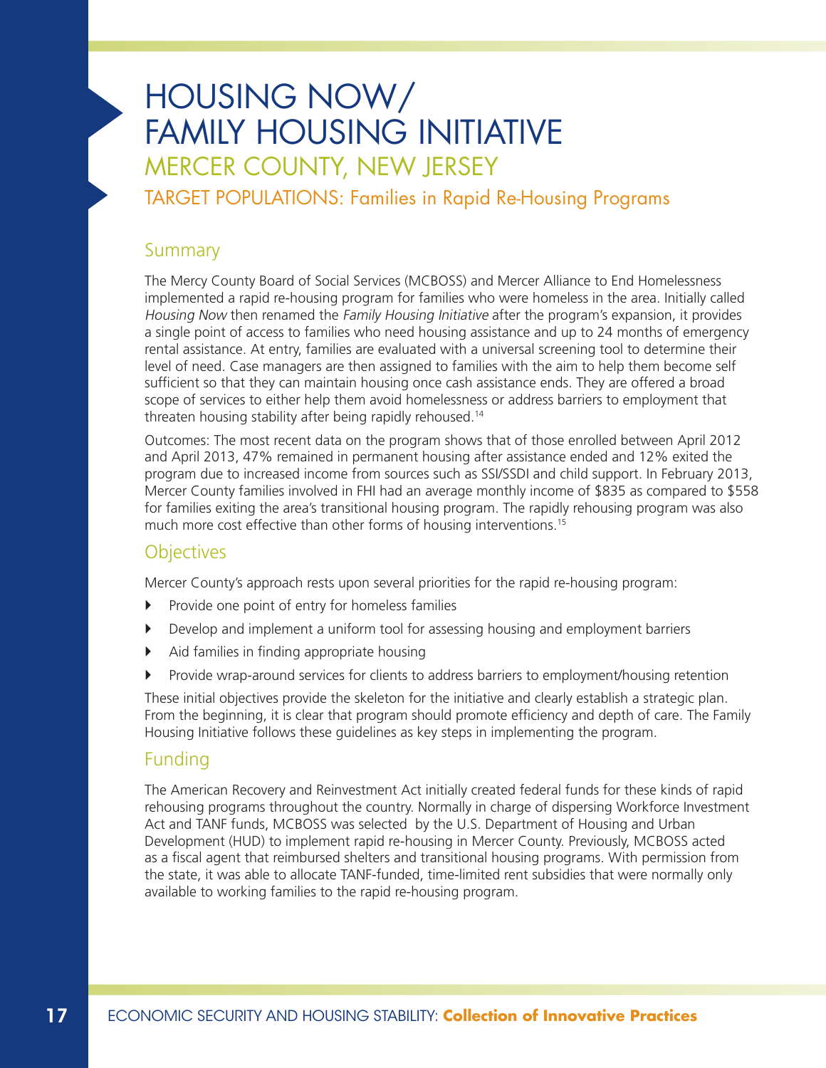# HOUSING NOW/ FAMILY HOUSING INITIATIVE

## MERCER COUNTY, NEW JERSEY

### TARGET POPULATIONS: Families in Rapid Re-Housing Programs

## Summary

The Mercy County Board of Social Services (MCBOSS) and Mercer Alliance to End Homelessness implemented a rapid re-housing program for families who were homeless in the area. Initially called *Housing Now* then renamed the *Family Housing Initiative* after the program's expansion, it provides a single point of access to families who need housing assistance and up to 24 months of emergency rental assistance. At entry, families are evaluated with a universal screening tool to determine their level of need. Case managers are then assigned to families with the aim to help them become self sufficient so that they can maintain housing once cash assistance ends. They are offered a broad scope of services to either help them avoid homelessness or address barriers to employment that threaten housing stability after being rapidly rehoused.[14]

Outcomes: The most recent data on the program shows that of those enrolled between April 2012 and April 2013, 47% remained in permanent housing after assistance ended and 12% exited the program due to increased income from sources such as SSI/SSDI and child support. In February 2013, Mercer County families involved in FHI had an average monthly income of $835 as compared to $558 for families exiting the area's transitional housing program. The rapidly rehousing program was also much more cost effective than other forms of housing interventions.[15]

## Objectives

Mercer County's approach rests upon several priorities for the rapid re-housing program:

- Provide one point of entry for homeless families
- Develop and implement a uniform tool for assessing housing and employment barriers
- Aid families in finding appropriate housing
- Provide wrap-around services for clients to address barriers to employment/housing retention

These initial objectives provide the skeleton for the initiative and clearly establish a strategic plan. From the beginning, it is clear that program should promote efficiency and depth of care. The Family Housing Initiative follows these guidelines as key steps in implementing the program.

## Funding

The American Recovery and Reinvestment Act initially created federal funds for these kinds of rapid rehousing programs throughout the country. Normally in charge of dispersing Workforce Investment Act and TANF funds, MCBOSS was selected by the U.S. Department of Housing and Urban Development (HUD) to implement rapid re-housing in Mercer County. Previously, MCBOSS acted as a fiscal agent that reimbursed shelters and transitional housing programs. With permission from the state, it was able to allocate TANF-funded, time-limited rent subsidies that were normally only available to working families to the rapid re-housing program.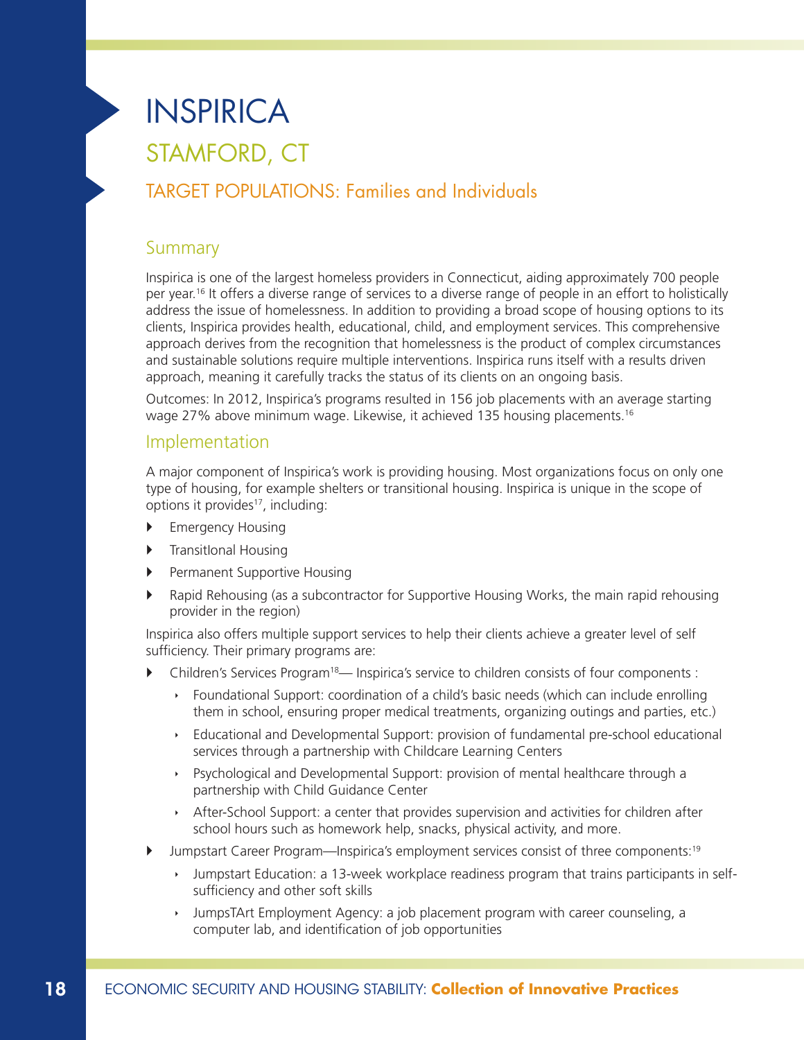# INSPIRICA

## STAMFORD, CT

### TARGET POPULATIONS: Families and Individuals

### Summary

Inspirica is one of the largest homeless providers in Connecticut, aiding approximately 700 people per year.[16] It offers a diverse range of services to a diverse range of people in an effort to holistically address the issue of homelessness. In addition to providing a broad scope of housing options to its clients, Inspirica provides health, educational, child, and employment services. This comprehensive approach derives from the recognition that homelessness is the product of complex circumstances and sustainable solutions require multiple interventions. Inspirica runs itself with a results driven approach, meaning it carefully tracks the status of its clients on an ongoing basis.

Outcomes: In 2012, Inspirica's programs resulted in 156 job placements with an average starting wage 27% above minimum wage. Likewise, it achieved 135 housing placements.[16]

### Implementation

A major component of Inspirica's work is providing housing. Most organizations focus on only one type of housing, for example shelters or transitional housing. Inspirica is unique in the scope of options it provides[17], including:

- Emergency Housing
- Transitional Housing
- Permanent Supportive Housing
- Rapid Rehousing (as a subcontractor for Supportive Housing Works, the main rapid rehousing provider in the region)

Inspirica also offers multiple support services to help their clients achieve a greater level of self sufficiency. Their primary programs are:

- Children's Services Program[18]— Inspirica's service to children consists of four components :
  - Foundational Support: coordination of a child's basic needs (which can include enrolling them in school, ensuring proper medical treatments, organizing outings and parties, etc.)
  - Educational and Developmental Support: provision of fundamental pre-school educational services through a partnership with Childcare Learning Centers
  - Psychological and Developmental Support: provision of mental healthcare through a partnership with Child Guidance Center
  - After-School Support: a center that provides supervision and activities for children after school hours such as homework help, snacks, physical activity, and more.
- Jumpstart Career Program—Inspirica's employment services consist of three components:[19]
  - Jumpstart Education: a 13-week workplace readiness program that trains participants in self-sufficiency and other soft skills
  - JumpsTArt Employment Agency: a job placement program with career counseling, a computer lab, and identification of job opportunities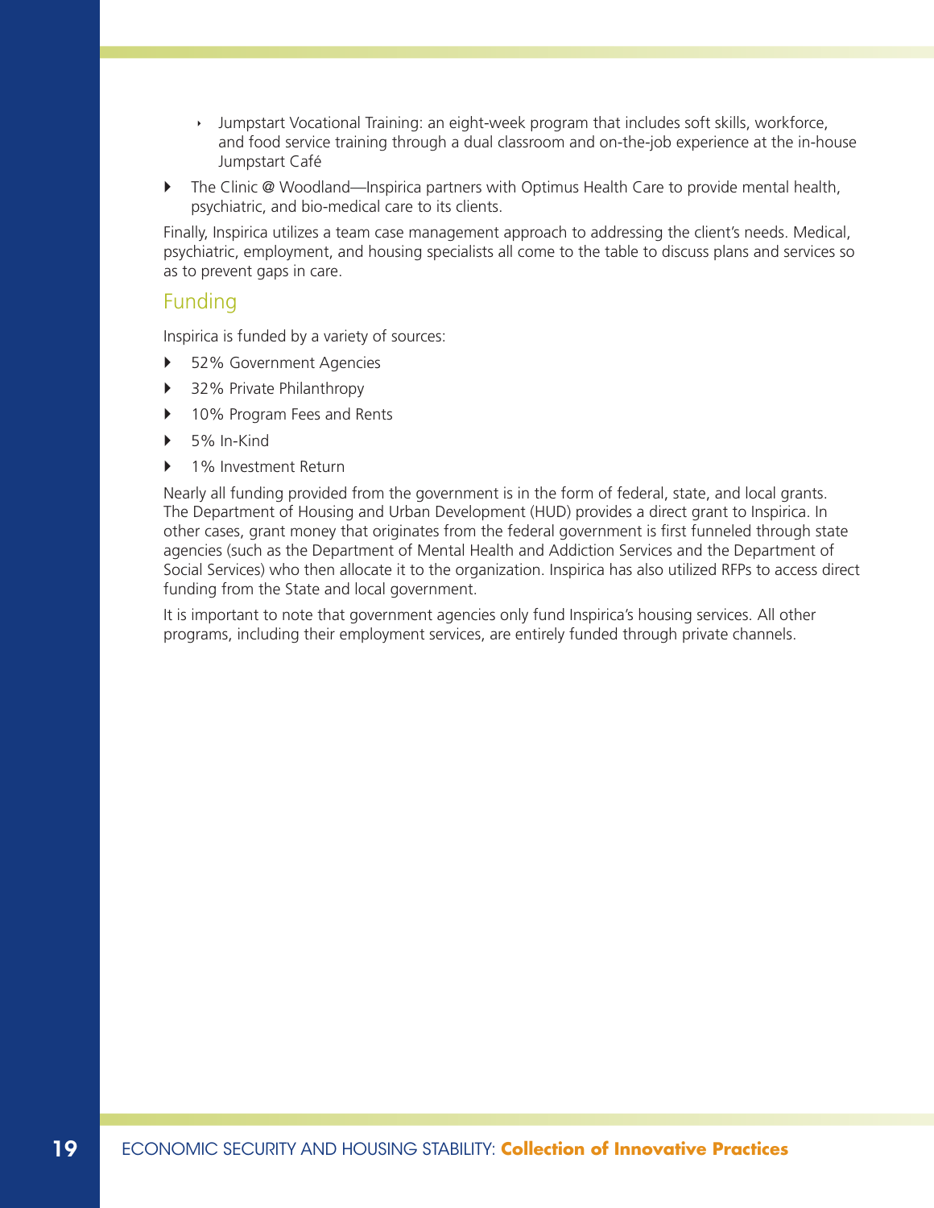- Jumpstart Vocational Training: an eight-week program that includes soft skills, workforce, and food service training through a dual classroom and on-the-job experience at the in-house Jumpstart Café

- The Clinic @ Woodland—Inspirica partners with Optimus Health Care to provide mental health, psychiatric, and bio-medical care to its clients.

Finally, Inspirica utilizes a team case management approach to addressing the client's needs. Medical, psychiatric, employment, and housing specialists all come to the table to discuss plans and services so as to prevent gaps in care.

## Funding

Inspirica is funded by a variety of sources:

- 52% Government Agencies
- 32% Private Philanthropy
- 10% Program Fees and Rents
- 5% In-Kind
- 1% Investment Return

Nearly all funding provided from the government is in the form of federal, state, and local grants. The Department of Housing and Urban Development (HUD) provides a direct grant to Inspirica. In other cases, grant money that originates from the federal government is first funneled through state agencies (such as the Department of Mental Health and Addiction Services and the Department of Social Services) who then allocate it to the organization. Inspirica has also utilized RFPs to access direct funding from the State and local government.

It is important to note that government agencies only fund Inspirica's housing services. All other programs, including their employment services, are entirely funded through private channels.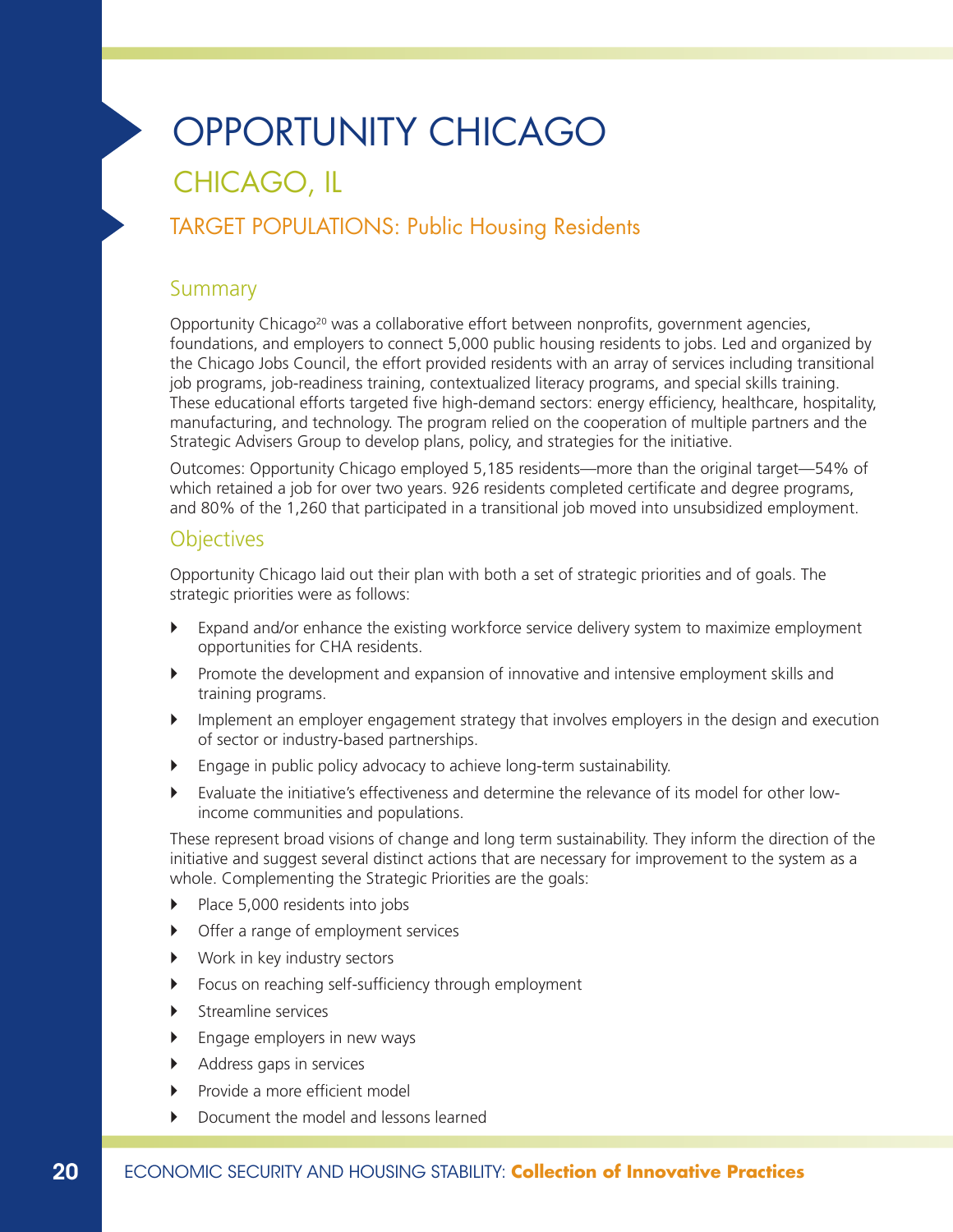# OPPORTUNITY CHICAGO

## CHICAGO, IL

### TARGET POPULATIONS: Public Housing Residents

### Summary

Opportunity Chicago[20] was a collaborative effort between nonprofits, government agencies, foundations, and employers to connect 5,000 public housing residents to jobs. Led and organized by the Chicago Jobs Council, the effort provided residents with an array of services including transitional job programs, job-readiness training, contextualized literacy programs, and special skills training. These educational efforts targeted five high-demand sectors: energy efficiency, healthcare, hospitality, manufacturing, and technology. The program relied on the cooperation of multiple partners and the Strategic Advisers Group to develop plans, policy, and strategies for the initiative.

Outcomes: Opportunity Chicago employed 5,185 residents—more than the original target—54% of which retained a job for over two years. 926 residents completed certificate and degree programs, and 80% of the 1,260 that participated in a transitional job moved into unsubsidized employment.

### Objectives

Opportunity Chicago laid out their plan with both a set of strategic priorities and of goals. The strategic priorities were as follows:

- Expand and/or enhance the existing workforce service delivery system to maximize employment opportunities for CHA residents.
- Promote the development and expansion of innovative and intensive employment skills and training programs.
- Implement an employer engagement strategy that involves employers in the design and execution of sector or industry-based partnerships.
- Engage in public policy advocacy to achieve long-term sustainability.
- Evaluate the initiative's effectiveness and determine the relevance of its model for other low-income communities and populations.

These represent broad visions of change and long term sustainability. They inform the direction of the initiative and suggest several distinct actions that are necessary for improvement to the system as a whole. Complementing the Strategic Priorities are the goals:

- Place 5,000 residents into jobs
- Offer a range of employment services
- Work in key industry sectors
- Focus on reaching self-sufficiency through employment
- Streamline services
- Engage employers in new ways
- Address gaps in services
- Provide a more efficient model
- Document the model and lessons learned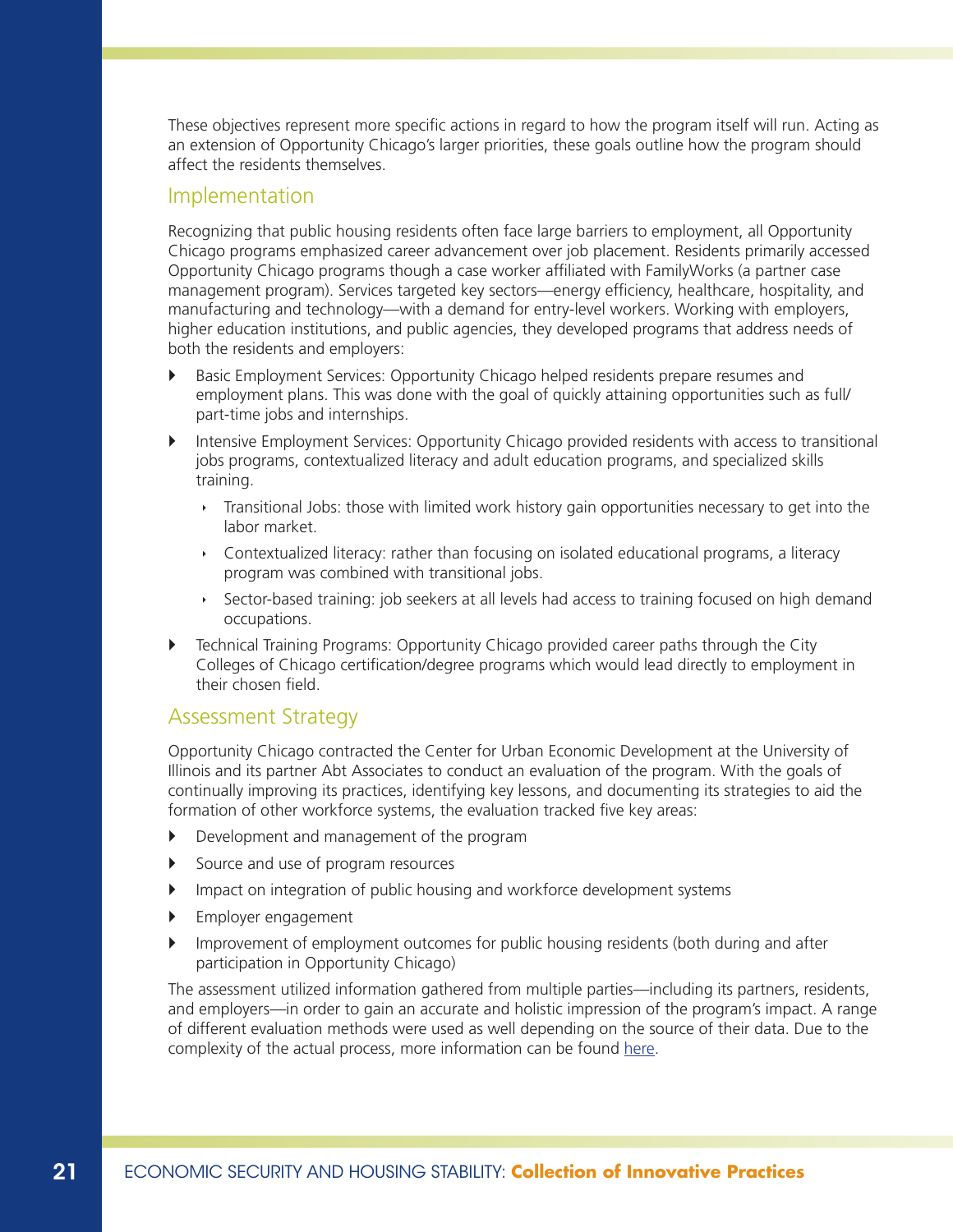These objectives represent more specific actions in regard to how the program itself will run. Acting as an extension of Opportunity Chicago's larger priorities, these goals outline how the program should affect the residents themselves.

## Implementation

Recognizing that public housing residents often face large barriers to employment, all Opportunity Chicago programs emphasized career advancement over job placement. Residents primarily accessed Opportunity Chicago programs though a case worker affiliated with FamilyWorks (a partner case management program). Services targeted key sectors—energy efficiency, healthcare, hospitality, and manufacturing and technology—with a demand for entry-level workers. Working with employers, higher education institutions, and public agencies, they developed programs that address needs of both the residents and employers:

- Basic Employment Services: Opportunity Chicago helped residents prepare resumes and employment plans. This was done with the goal of quickly attaining opportunities such as full/part-time jobs and internships.
- Intensive Employment Services: Opportunity Chicago provided residents with access to transitional jobs programs, contextualized literacy and adult education programs, and specialized skills training.
  - Transitional Jobs: those with limited work history gain opportunities necessary to get into the labor market.
  - Contextualized literacy: rather than focusing on isolated educational programs, a literacy program was combined with transitional jobs.
  - Sector-based training: job seekers at all levels had access to training focused on high demand occupations.
- Technical Training Programs: Opportunity Chicago provided career paths through the City Colleges of Chicago certification/degree programs which would lead directly to employment in their chosen field.

## Assessment Strategy

Opportunity Chicago contracted the Center for Urban Economic Development at the University of Illinois and its partner Abt Associates to conduct an evaluation of the program. With the goals of continually improving its practices, identifying key lessons, and documenting its strategies to aid the formation of other workforce systems, the evaluation tracked five key areas:

- Development and management of the program
- Source and use of program resources
- Impact on integration of public housing and workforce development systems
- Employer engagement
- Improvement of employment outcomes for public housing residents (both during and after participation in Opportunity Chicago)

The assessment utilized information gathered from multiple parties—including its partners, residents, and employers—in order to gain an accurate and holistic impression of the program's impact. A range of different evaluation methods were used as well depending on the source of their data. Due to the complexity of the actual process, more information can be found here.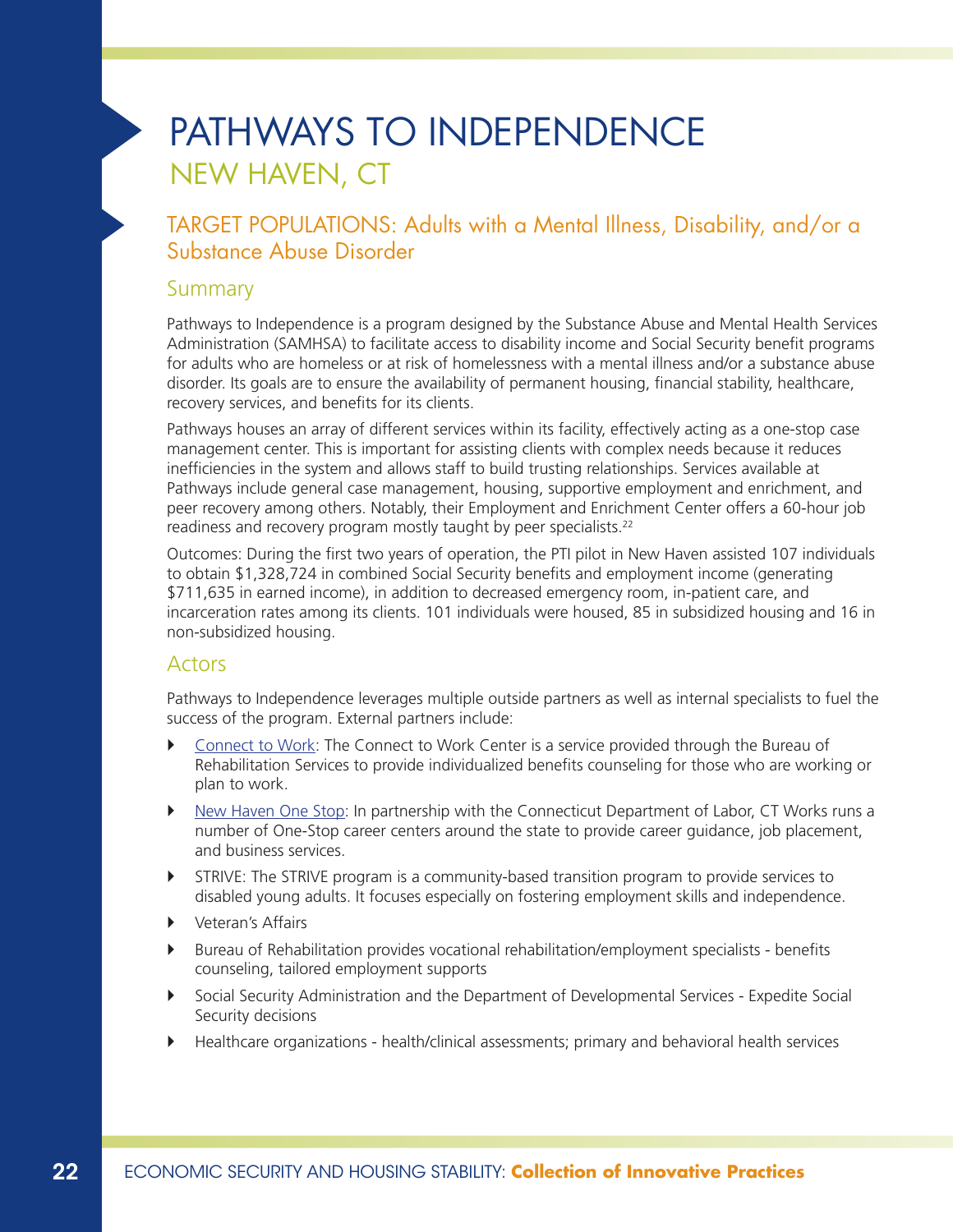# PATHWAYS TO INDEPENDENCE

## NEW HAVEN, CT

### TARGET POPULATIONS: Adults with a Mental Illness, Disability, and/or a Substance Abuse Disorder

### Summary

Pathways to Independence is a program designed by the Substance Abuse and Mental Health Services Administration (SAMHSA) to facilitate access to disability income and Social Security benefit programs for adults who are homeless or at risk of homelessness with a mental illness and/or a substance abuse disorder. Its goals are to ensure the availability of permanent housing, financial stability, healthcare, recovery services, and benefits for its clients.

Pathways houses an array of different services within its facility, effectively acting as a one-stop case management center. This is important for assisting clients with complex needs because it reduces inefficiencies in the system and allows staff to build trusting relationships. Services available at Pathways include general case management, housing, supportive employment and enrichment, and peer recovery among others. Notably, their Employment and Enrichment Center offers a 60-hour job readiness and recovery program mostly taught by peer specialists.[22]

Outcomes: During the first two years of operation, the PTI pilot in New Haven assisted 107 individuals to obtain $1,328,724 in combined Social Security benefits and employment income (generating $711,635 in earned income), in addition to decreased emergency room, in-patient care, and incarceration rates among its clients. 101 individuals were housed, 85 in subsidized housing and 16 in non-subsidized housing.

### Actors

Pathways to Independence leverages multiple outside partners as well as internal specialists to fuel the success of the program. External partners include:

- Connect to Work: The Connect to Work Center is a service provided through the Bureau of Rehabilitation Services to provide individualized benefits counseling for those who are working or plan to work.
- New Haven One Stop: In partnership with the Connecticut Department of Labor, CT Works runs a number of One-Stop career centers around the state to provide career guidance, job placement, and business services.
- STRIVE: The STRIVE program is a community-based transition program to provide services to disabled young adults. It focuses especially on fostering employment skills and independence.
- Veteran's Affairs
- Bureau of Rehabilitation provides vocational rehabilitation/employment specialists - benefits counseling, tailored employment supports
- Social Security Administration and the Department of Developmental Services - Expedite Social Security decisions
- Healthcare organizations - health/clinical assessments; primary and behavioral health services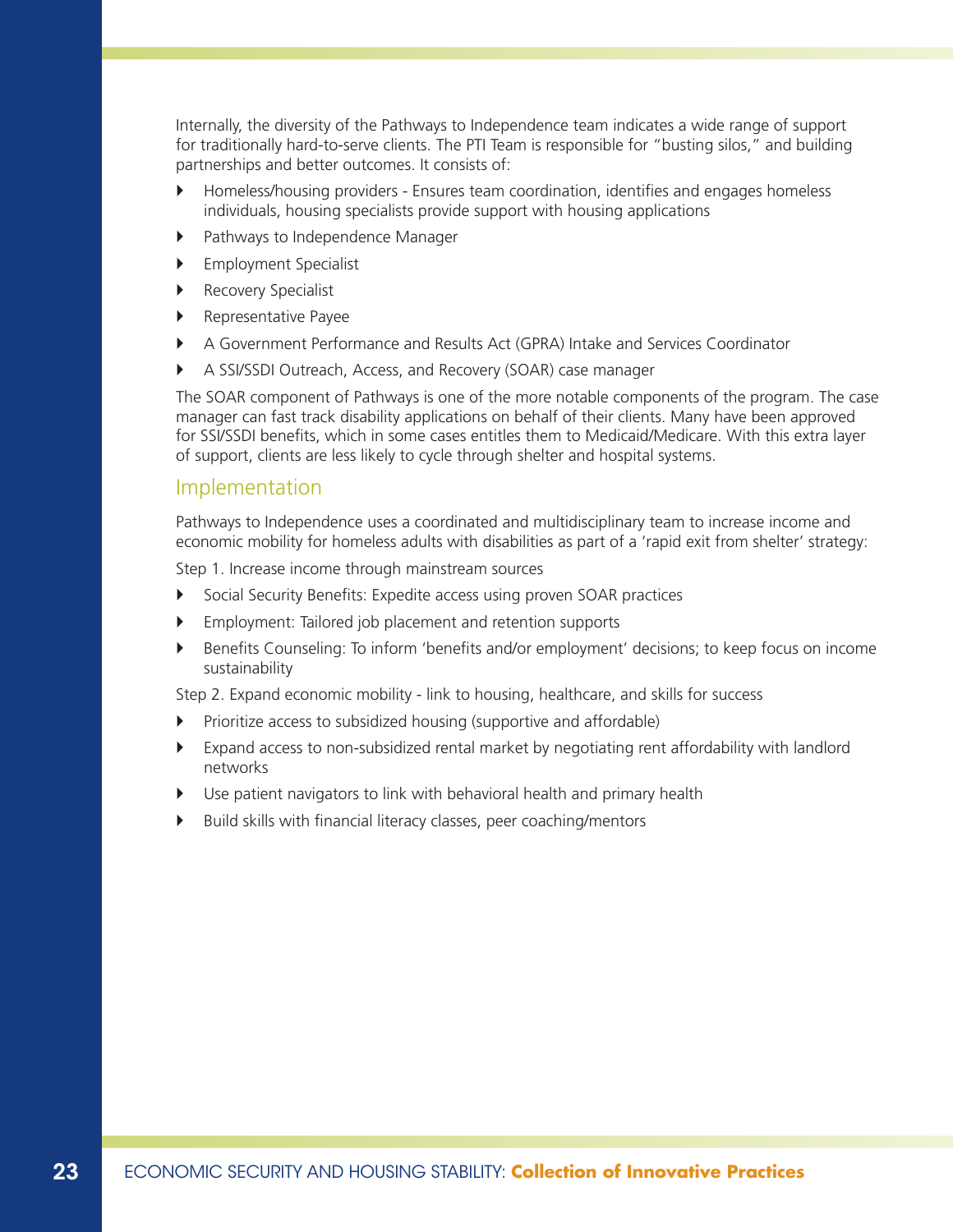Internally, the diversity of the Pathways to Independence team indicates a wide range of support for traditionally hard-to-serve clients. The PTI Team is responsible for "busting silos," and building partnerships and better outcomes. It consists of:

- Homeless/housing providers - Ensures team coordination, identifies and engages homeless individuals, housing specialists provide support with housing applications
- Pathways to Independence Manager
- Employment Specialist
- Recovery Specialist
- Representative Payee
- A Government Performance and Results Act (GPRA) Intake and Services Coordinator
- A SSI/SSDI Outreach, Access, and Recovery (SOAR) case manager

The SOAR component of Pathways is one of the more notable components of the program. The case manager can fast track disability applications on behalf of their clients. Many have been approved for SSI/SSDI benefits, which in some cases entitles them to Medicaid/Medicare. With this extra layer of support, clients are less likely to cycle through shelter and hospital systems.

## Implementation

Pathways to Independence uses a coordinated and multidisciplinary team to increase income and economic mobility for homeless adults with disabilities as part of a 'rapid exit from shelter' strategy:

Step 1. Increase income through mainstream sources

- Social Security Benefits: Expedite access using proven SOAR practices
- Employment: Tailored job placement and retention supports
- Benefits Counseling: To inform 'benefits and/or employment' decisions; to keep focus on income sustainability

Step 2. Expand economic mobility - link to housing, healthcare, and skills for success

- Prioritize access to subsidized housing (supportive and affordable)
- Expand access to non-subsidized rental market by negotiating rent affordability with landlord networks
- Use patient navigators to link with behavioral health and primary health
- Build skills with financial literacy classes, peer coaching/mentors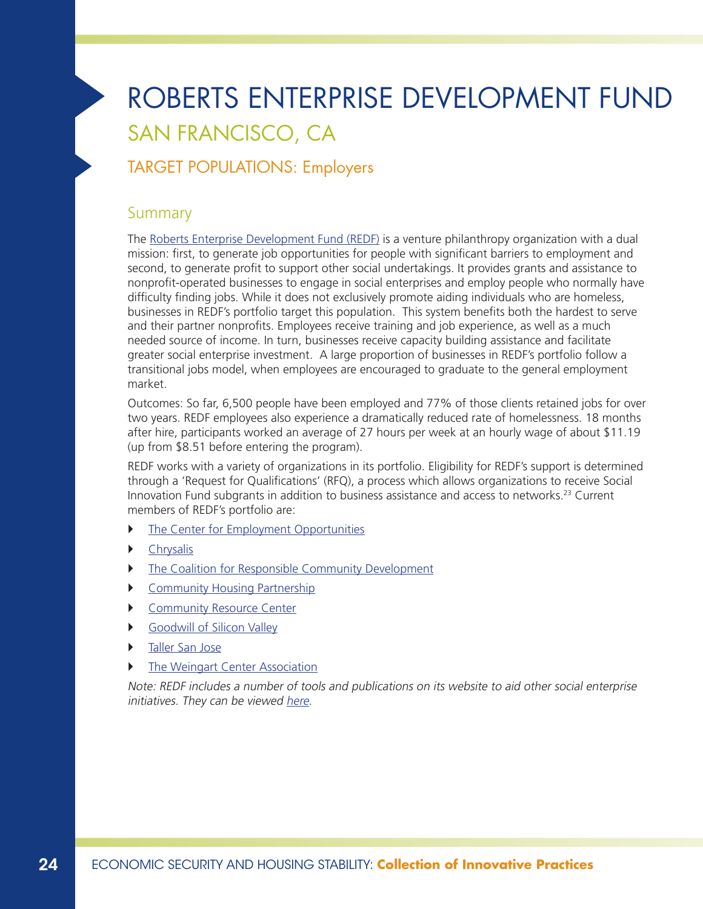# ROBERTS ENTERPRISE DEVELOPMENT FUND

## SAN FRANCISCO, CA

## TARGET POPULATIONS: Employers

### Summary

The Roberts Enterprise Development Fund (REDF) is a venture philanthropy organization with a dual mission: first, to generate job opportunities for people with significant barriers to employment and second, to generate profit to support other social undertakings. It provides grants and assistance to nonprofit-operated businesses to engage in social enterprises and employ people who normally have difficulty finding jobs. While it does not exclusively promote aiding individuals who are homeless, businesses in REDF's portfolio target this population. This system benefits both the hardest to serve and their partner nonprofits. Employees receive training and job experience, as well as a much needed source of income. In turn, businesses receive capacity building assistance and facilitate greater social enterprise investment. A large proportion of businesses in REDF's portfolio follow a transitional jobs model, when employees are encouraged to graduate to the general employment market.

Outcomes: So far, 6,500 people have been employed and 77% of those clients retained jobs for over two years. REDF employees also experience a dramatically reduced rate of homelessness. 18 months after hire, participants worked an average of 27 hours per week at an hourly wage of about $11.19 (up from $8.51 before entering the program).

REDF works with a variety of organizations in its portfolio. Eligibility for REDF's support is determined through a 'Request for Qualifications' (RFQ), a process which allows organizations to receive Social Innovation Fund subgrants in addition to business assistance and access to networks.[23] Current members of REDF's portfolio are:

- The Center for Employment Opportunities
- Chrysalis
- The Coalition for Responsible Community Development
- Community Housing Partnership
- Community Resource Center
- Goodwill of Silicon Valley
- Taller San Jose
- The Weingart Center Association

*Note: REDF includes a number of tools and publications on its website to aid other social enterprise initiatives. They can be viewed here.*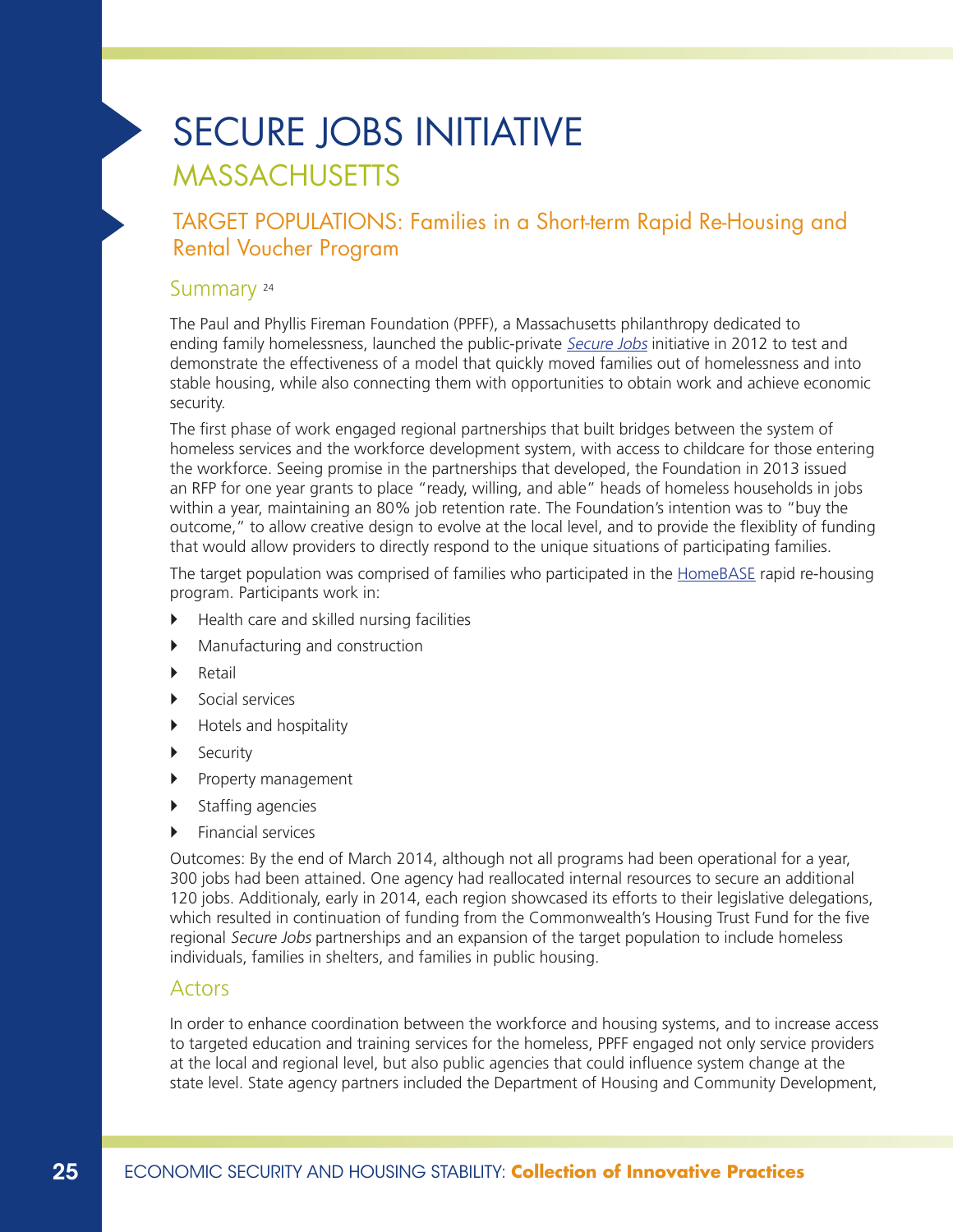# SECURE JOBS INITIATIVE

## MASSACHUSETTS

### TARGET POPULATIONS: Families in a Short-term Rapid Re-Housing and Rental Voucher Program

### Summary [24]

The Paul and Phyllis Fireman Foundation (PPFF), a Massachusetts philanthropy dedicated to ending family homelessness, launched the public-private *Secure Jobs* initiative in 2012 to test and demonstrate the effectiveness of a model that quickly moved families out of homelessness and into stable housing, while also connecting them with opportunities to obtain work and achieve economic security.

The first phase of work engaged regional partnerships that built bridges between the system of homeless services and the workforce development system, with access to childcare for those entering the workforce. Seeing promise in the partnerships that developed, the Foundation in 2013 issued an RFP for one year grants to place "ready, willing, and able" heads of homeless households in jobs within a year, maintaining an 80% job retention rate. The Foundation's intention was to "buy the outcome," to allow creative design to evolve at the local level, and to provide the flexiblity of funding that would allow providers to directly respond to the unique situations of participating families.

The target population was comprised of families who participated in the HomeBASE rapid re-housing program. Participants work in:

- Health care and skilled nursing facilities
- Manufacturing and construction
- Retail
- Social services
- Hotels and hospitality
- Security
- Property management
- Staffing agencies
- Financial services

Outcomes: By the end of March 2014, although not all programs had been operational for a year, 300 jobs had been attained. One agency had reallocated internal resources to secure an additional 120 jobs. Additionaly, early in 2014, each region showcased its efforts to their legislative delegations, which resulted in continuation of funding from the Commonwealth's Housing Trust Fund for the five regional *Secure Jobs* partnerships and an expansion of the target population to include homeless individuals, families in shelters, and families in public housing.

### Actors

In order to enhance coordination between the workforce and housing systems, and to increase access to targeted education and training services for the homeless, PPFF engaged not only service providers at the local and regional level, but also public agencies that could influence system change at the state level. State agency partners included the Department of Housing and Community Development,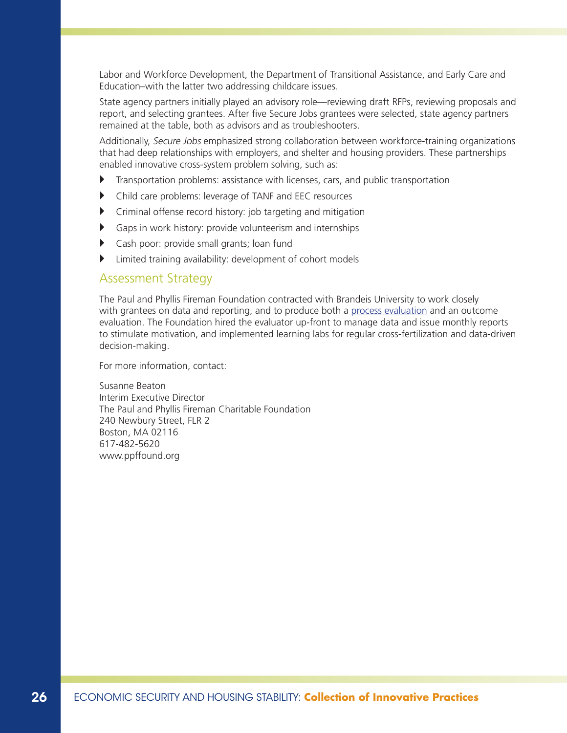Labor and Workforce Development, the Department of Transitional Assistance, and Early Care and Education–with the latter two addressing childcare issues.

State agency partners initially played an advisory role—reviewing draft RFPs, reviewing proposals and report, and selecting grantees. After five Secure Jobs grantees were selected, state agency partners remained at the table, both as advisors and as troubleshooters.

Additionally, *Secure Jobs* emphasized strong collaboration between workforce-training organizations that had deep relationships with employers, and shelter and housing providers. These partnerships enabled innovative cross-system problem solving, such as:

- Transportation problems: assistance with licenses, cars, and public transportation
- Child care problems: leverage of TANF and EEC resources
- Criminal offense record history: job targeting and mitigation
- Gaps in work history: provide volunteerism and internships
- Cash poor: provide small grants; loan fund
- Limited training availability: development of cohort models

## Assessment Strategy

The Paul and Phyllis Fireman Foundation contracted with Brandeis University to work closely with grantees on data and reporting, and to produce both a process evaluation and an outcome evaluation. The Foundation hired the evaluator up-front to manage data and issue monthly reports to stimulate motivation, and implemented learning labs for regular cross-fertilization and data-driven decision-making.

For more information, contact:

Susanne Beaton
Interim Executive Director
The Paul and Phyllis Fireman Charitable Foundation
240 Newbury Street, FLR 2
Boston, MA 02116
617-482-5620
www.ppffound.org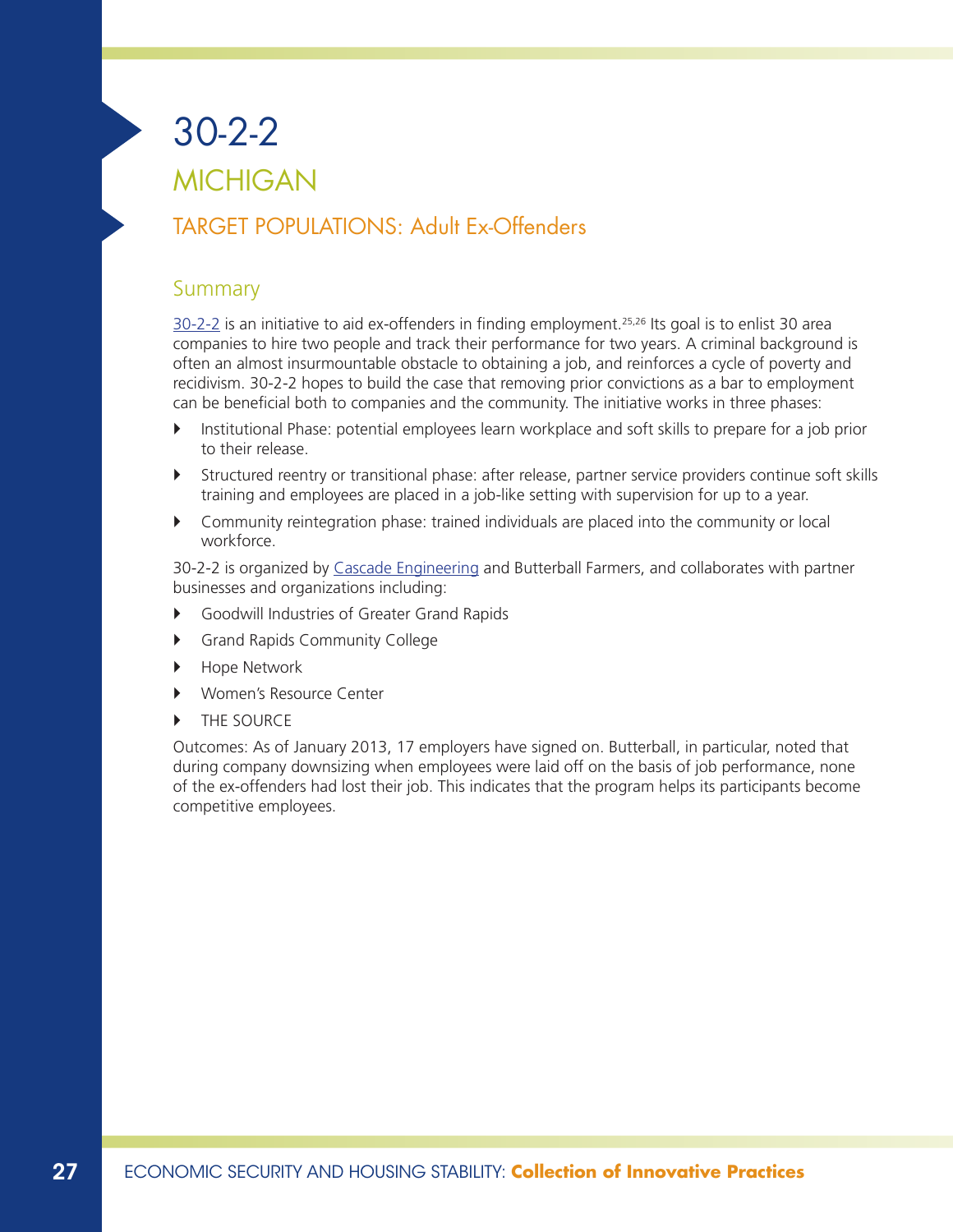# 30-2-2

## MICHIGAN

### TARGET POPULATIONS: Adult Ex-Offenders

### Summary

30-2-2 is an initiative to aid ex-offenders in finding employment.[25,26] Its goal is to enlist 30 area companies to hire two people and track their performance for two years. A criminal background is often an almost insurmountable obstacle to obtaining a job, and reinforces a cycle of poverty and recidivism. 30-2-2 hopes to build the case that removing prior convictions as a bar to employment can be beneficial both to companies and the community. The initiative works in three phases:

- Institutional Phase: potential employees learn workplace and soft skills to prepare for a job prior to their release.
- Structured reentry or transitional phase: after release, partner service providers continue soft skills training and employees are placed in a job-like setting with supervision for up to a year.
- Community reintegration phase: trained individuals are placed into the community or local workforce.

30-2-2 is organized by Cascade Engineering and Butterball Farmers, and collaborates with partner businesses and organizations including:

- Goodwill Industries of Greater Grand Rapids
- Grand Rapids Community College
- Hope Network
- Women's Resource Center
- THE SOURCE

Outcomes: As of January 2013, 17 employers have signed on. Butterball, in particular, noted that during company downsizing when employees were laid off on the basis of job performance, none of the ex-offenders had lost their job. This indicates that the program helps its participants become competitive employees.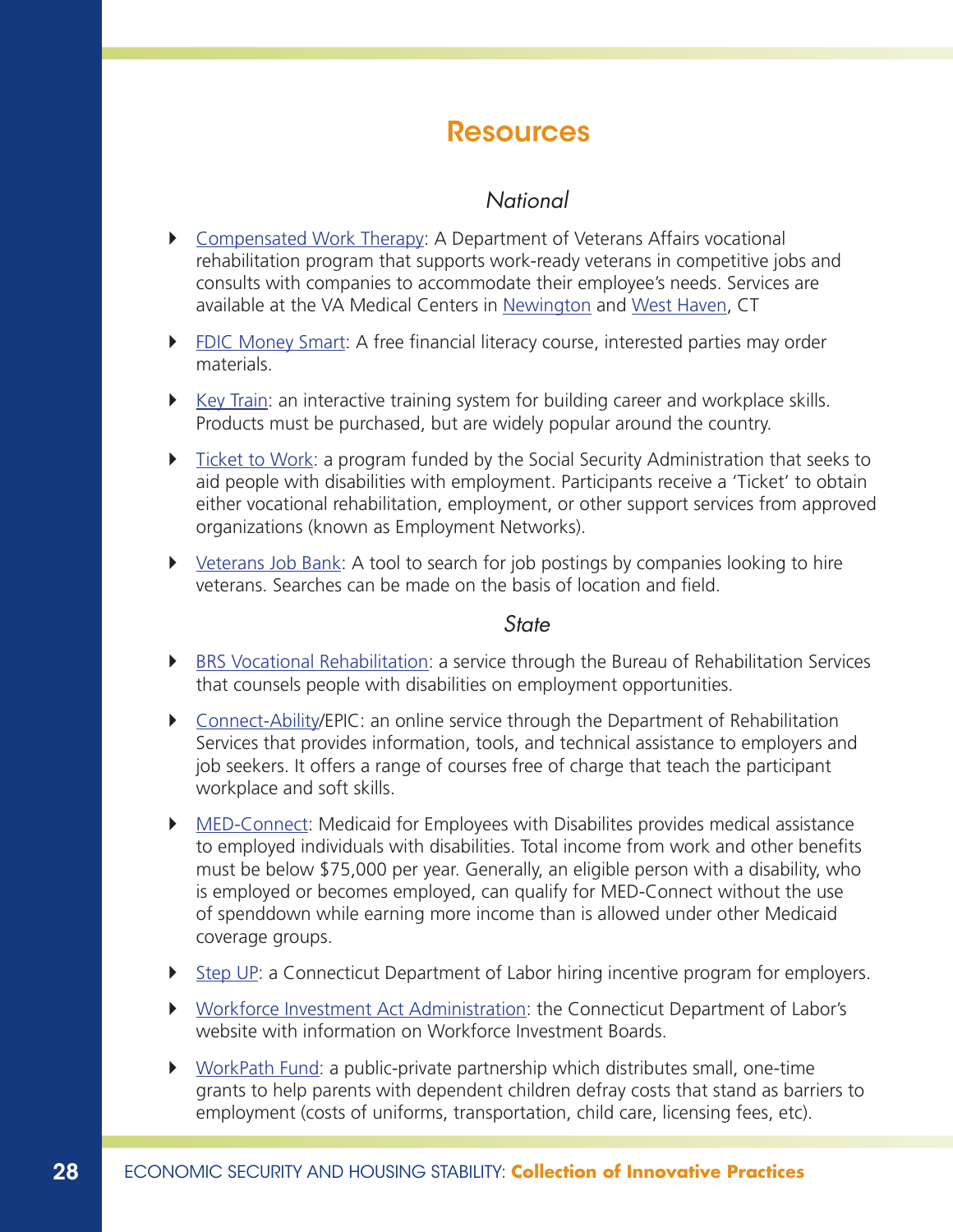# Resources

## *National*

- Compensated Work Therapy: A Department of Veterans Affairs vocational rehabilitation program that supports work-ready veterans in competitive jobs and consults with companies to accommodate their employee's needs. Services are available at the VA Medical Centers in Newington and West Haven, CT
- FDIC Money Smart: A free financial literacy course, interested parties may order materials.
- Key Train: an interactive training system for building career and workplace skills. Products must be purchased, but are widely popular around the country.
- Ticket to Work: a program funded by the Social Security Administration that seeks to aid people with disabilities with employment. Participants receive a 'Ticket' to obtain either vocational rehabilitation, employment, or other support services from approved organizations (known as Employment Networks).
- Veterans Job Bank: A tool to search for job postings by companies looking to hire veterans. Searches can be made on the basis of location and field.

## *State*

- BRS Vocational Rehabilitation: a service through the Bureau of Rehabilitation Services that counsels people with disabilities on employment opportunities.
- Connect-Ability/EPIC: an online service through the Department of Rehabilitation Services that provides information, tools, and technical assistance to employers and job seekers. It offers a range of courses free of charge that teach the participant workplace and soft skills.
- MED-Connect: Medicaid for Employees with Disabilites provides medical assistance to employed individuals with disabilities. Total income from work and other benefits must be below $75,000 per year. Generally, an eligible person with a disability, who is employed or becomes employed, can qualify for MED-Connect without the use of spenddown while earning more income than is allowed under other Medicaid coverage groups.
- Step UP: a Connecticut Department of Labor hiring incentive program for employers.
- Workforce Investment Act Administration: the Connecticut Department of Labor's website with information on Workforce Investment Boards.
- WorkPath Fund: a public-private partnership which distributes small, one-time grants to help parents with dependent children defray costs that stand as barriers to employment (costs of uniforms, transportation, child care, licensing fees, etc).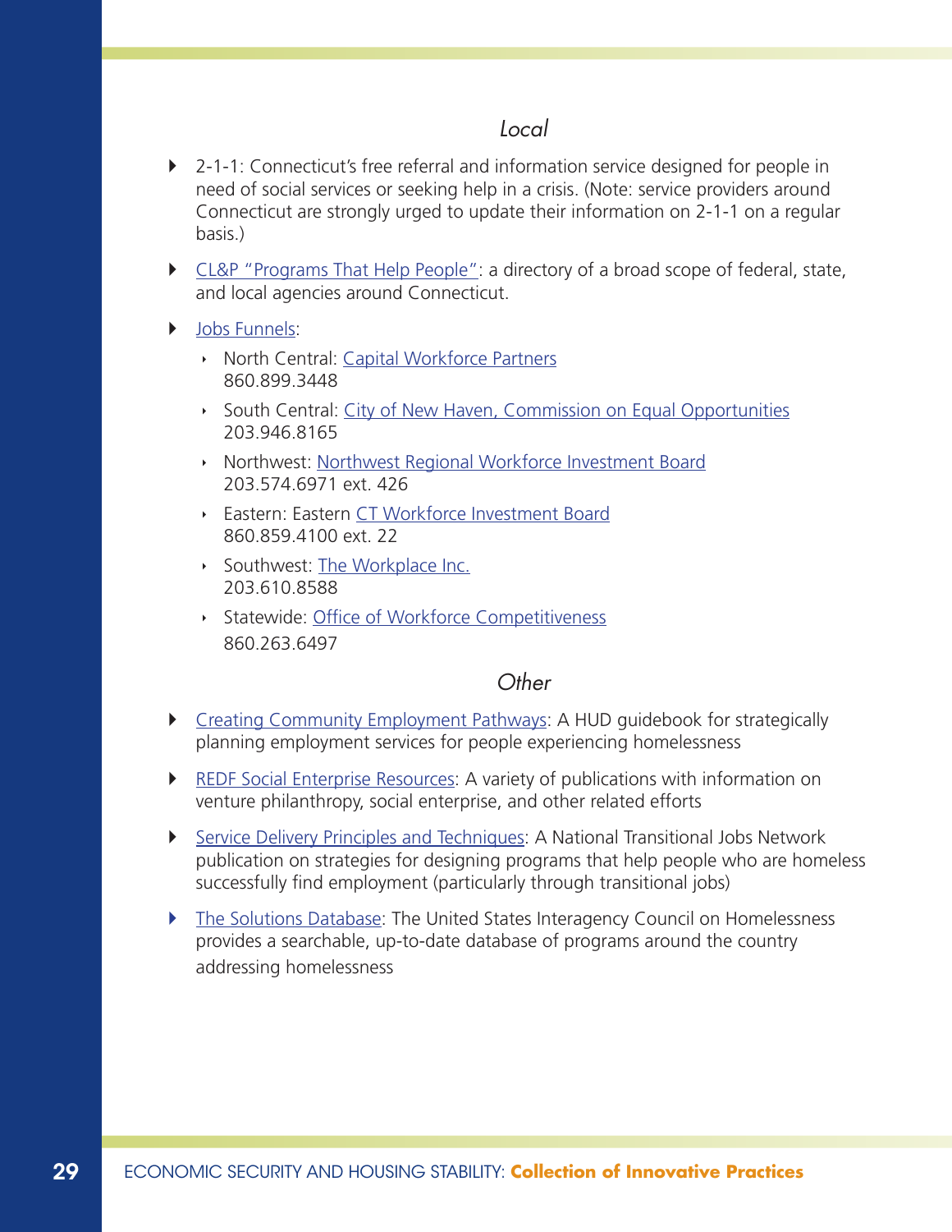### *Local*

- 2-1-1: Connecticut's free referral and information service designed for people in need of social services or seeking help in a crisis. (Note: service providers around Connecticut are strongly urged to update their information on 2-1-1 on a regular basis.)
- CL&P "Programs That Help People": a directory of a broad scope of federal, state, and local agencies around Connecticut.
- Jobs Funnels:
  - North Central: Capital Workforce Partners
    860.899.3448
  - South Central: City of New Haven, Commission on Equal Opportunities
    203.946.8165
  - Northwest: Northwest Regional Workforce Investment Board
    203.574.6971 ext. 426
  - Eastern: Eastern CT Workforce Investment Board
    860.859.4100 ext. 22
  - Southwest: The Workplace Inc.
    203.610.8588
  - Statewide: Office of Workforce Competitiveness
    860.263.6497

### *Other*

- Creating Community Employment Pathways: A HUD guidebook for strategically planning employment services for people experiencing homelessness
- REDF Social Enterprise Resources: A variety of publications with information on venture philanthropy, social enterprise, and other related efforts
- Service Delivery Principles and Techniques: A National Transitional Jobs Network publication on strategies for designing programs that help people who are homeless successfully find employment (particularly through transitional jobs)
- The Solutions Database: The United States Interagency Council on Homelessness provides a searchable, up-to-date database of programs around the country addressing homelessness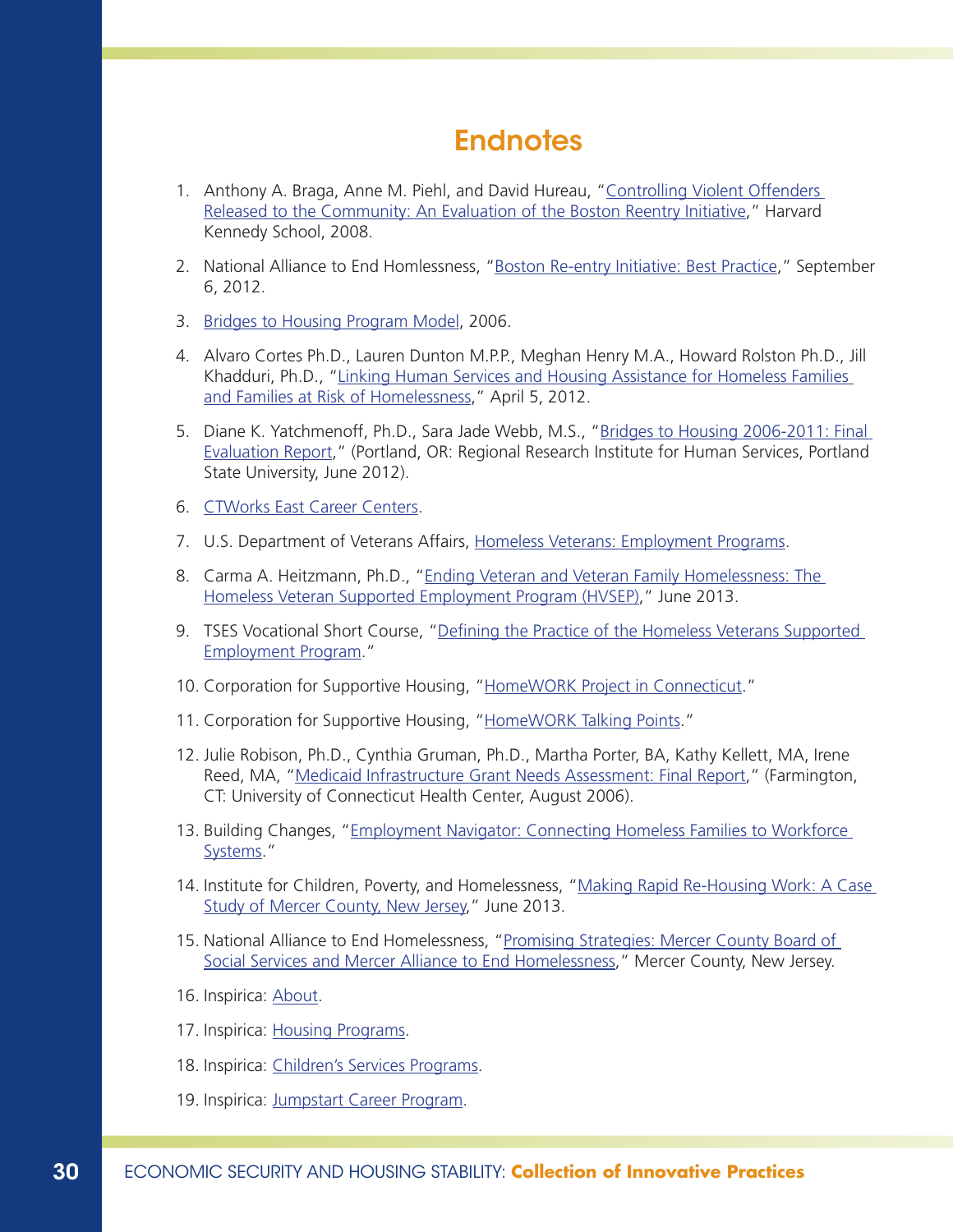# Endnotes

1. Anthony A. Braga, Anne M. Piehl, and David Hureau, "Controlling Violent Offenders Released to the Community: An Evaluation of the Boston Reentry Initiative," Harvard Kennedy School, 2008.
2. National Alliance to End Homlessness, "Boston Re-entry Initiative: Best Practice," September 6, 2012.
3. Bridges to Housing Program Model, 2006.
4. Alvaro Cortes Ph.D., Lauren Dunton M.P.P., Meghan Henry M.A., Howard Rolston Ph.D., Jill Khadduri, Ph.D., "Linking Human Services and Housing Assistance for Homeless Families and Families at Risk of Homelessness," April 5, 2012.
5. Diane K. Yatchmenoff, Ph.D., Sara Jade Webb, M.S., "Bridges to Housing 2006-2011: Final Evaluation Report," (Portland, OR: Regional Research Institute for Human Services, Portland State University, June 2012).
6. CTWorks East Career Centers.
7. U.S. Department of Veterans Affairs, Homeless Veterans: Employment Programs.
8. Carma A. Heitzmann, Ph.D., "Ending Veteran and Veteran Family Homelessness: The Homeless Veteran Supported Employment Program (HVSEP)," June 2013.
9. TSES Vocational Short Course, "Defining the Practice of the Homeless Veterans Supported Employment Program."
10. Corporation for Supportive Housing, "HomeWORK Project in Connecticut."
11. Corporation for Supportive Housing, "HomeWORK Talking Points."
12. Julie Robison, Ph.D., Cynthia Gruman, Ph.D., Martha Porter, BA, Kathy Kellett, MA, Irene Reed, MA, "Medicaid Infrastructure Grant Needs Assessment: Final Report," (Farmington, CT: University of Connecticut Health Center, August 2006).
13. Building Changes, "Employment Navigator: Connecting Homeless Families to Workforce Systems."
14. Institute for Children, Poverty, and Homelessness, "Making Rapid Re-Housing Work: A Case Study of Mercer County, New Jersey," June 2013.
15. National Alliance to End Homelessness, "Promising Strategies: Mercer County Board of Social Services and Mercer Alliance to End Homelessness," Mercer County, New Jersey.
16. Inspirica: About.
17. Inspirica: Housing Programs.
18. Inspirica: Children's Services Programs.
19. Inspirica: Jumpstart Career Program.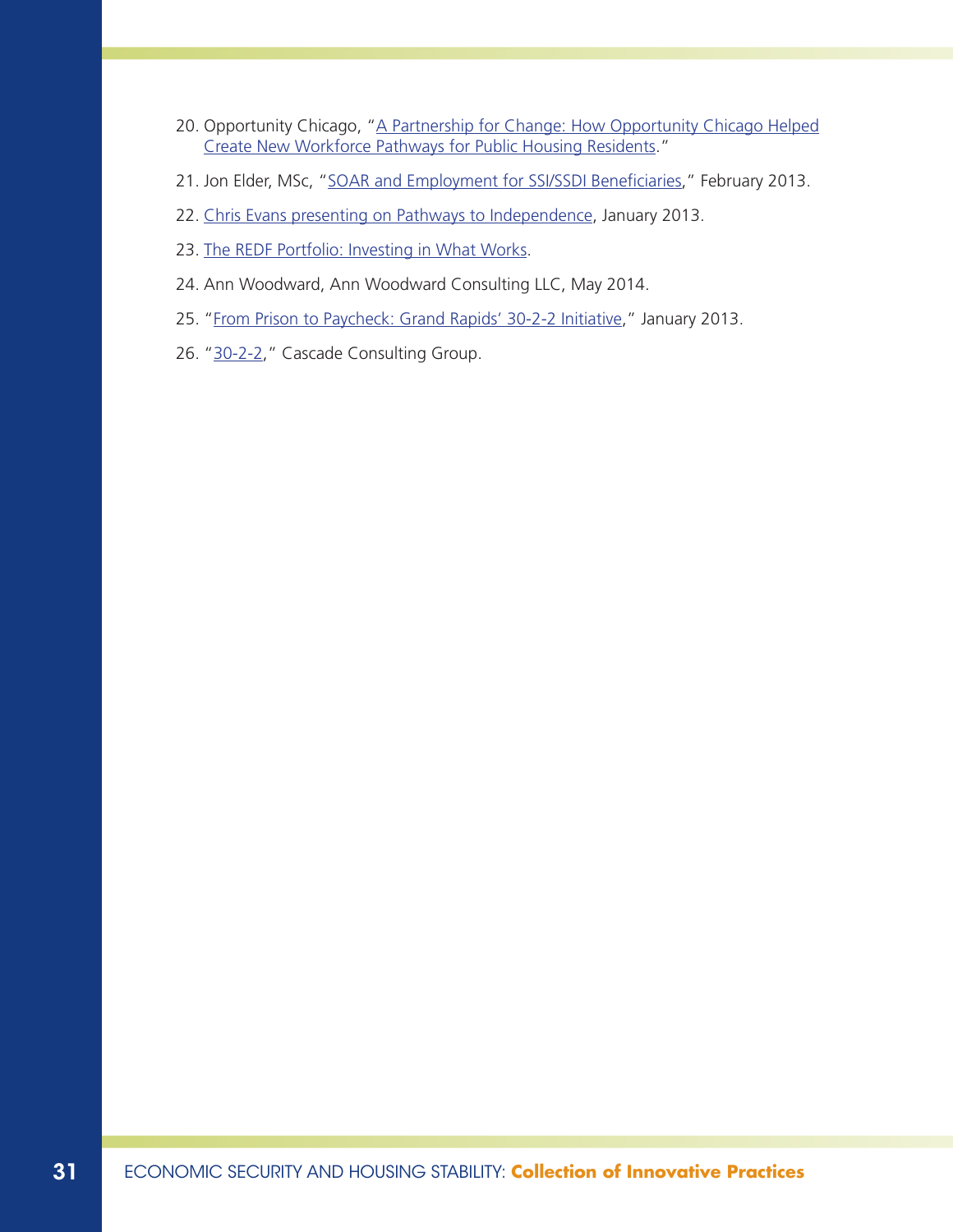20. Opportunity Chicago, "A Partnership for Change: How Opportunity Chicago Helped Create New Workforce Pathways for Public Housing Residents."
21. Jon Elder, MSc, "SOAR and Employment for SSI/SSDI Beneficiaries," February 2013.
22. Chris Evans presenting on Pathways to Independence, January 2013.
23. The REDF Portfolio: Investing in What Works.
24. Ann Woodward, Ann Woodward Consulting LLC, May 2014.
25. "From Prison to Paycheck: Grand Rapids' 30-2-2 Initiative," January 2013.
26. "30-2-2," Cascade Consulting Group.